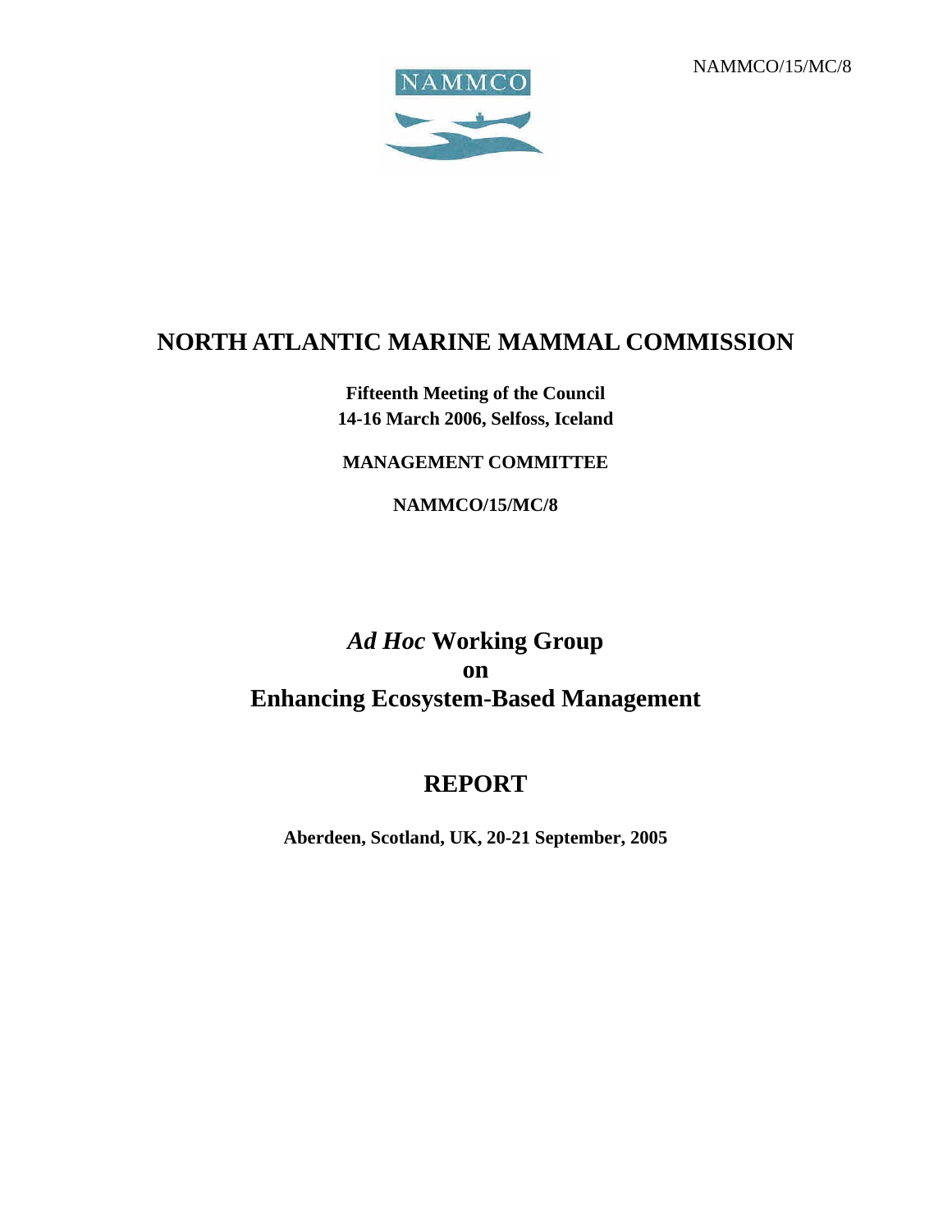NAMMCO/15/MC/8

# NORTH ATLANTIC MARINE MAMMAL COMMISSION

**Fifteenth Meeting of the Council**
**14-16 March 2006, Selfoss, Iceland**

**MANAGEMENT COMMITTEE**

**NAMMCO/15/MC/8**

# *Ad Hoc* Working Group on Enhancing Ecosystem-Based Management

# REPORT

**Aberdeen, Scotland, UK, 20-21 September, 2005**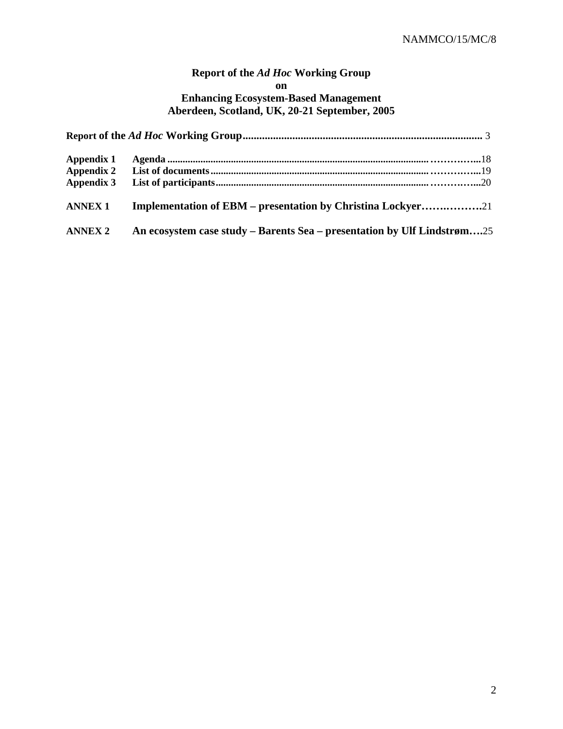**Report of the *Ad Hoc* Working Group**
**on**
**Enhancing Ecosystem-Based Management**
**Aberdeen, Scotland, UK, 20-21 September, 2005**

| | |
|---|---|
| **Report of the *Ad Hoc* Working Group** | 3 |
| **Appendix 1** **Agenda** | 18 |
| **Appendix 2** **List of documents** | 19 |
| **Appendix 3** **List of participants** | 20 |
| **ANNEX 1** **Implementation of EBM – presentation by Christina Lockyer** | 21 |
| **ANNEX 2** **An ecosystem case study – Barents Sea – presentation by Ulf Lindstrøm** | 25 |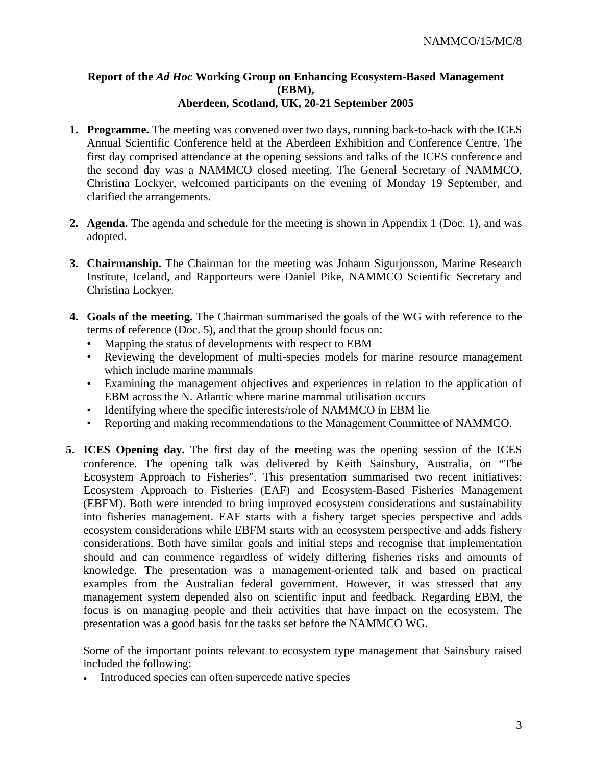**Report of the *Ad Hoc* Working Group on Enhancing Ecosystem-Based Management (EBM), Aberdeen, Scotland, UK, 20-21 September 2005**

1. **Programme.** The meeting was convened over two days, running back-to-back with the ICES Annual Scientific Conference held at the Aberdeen Exhibition and Conference Centre. The first day comprised attendance at the opening sessions and talks of the ICES conference and the second day was a NAMMCO closed meeting. The General Secretary of NAMMCO, Christina Lockyer, welcomed participants on the evening of Monday 19 September, and clarified the arrangements.

2. **Agenda.** The agenda and schedule for the meeting is shown in Appendix 1 (Doc. 1), and was adopted.

3. **Chairmanship.** The Chairman for the meeting was Johann Sigurjonsson, Marine Research Institute, Iceland, and Rapporteurs were Daniel Pike, NAMMCO Scientific Secretary and Christina Lockyer.

4. **Goals of the meeting.** The Chairman summarised the goals of the WG with reference to the terms of reference (Doc. 5), and that the group should focus on:
   - Mapping the status of developments with respect to EBM
   - Reviewing the development of multi-species models for marine resource management which include marine mammals
   - Examining the management objectives and experiences in relation to the application of EBM across the N. Atlantic where marine mammal utilisation occurs
   - Identifying where the specific interests/role of NAMMCO in EBM lie
   - Reporting and making recommendations to the Management Committee of NAMMCO.

5. **ICES Opening day.** The first day of the meeting was the opening session of the ICES conference. The opening talk was delivered by Keith Sainsbury, Australia, on "The Ecosystem Approach to Fisheries". This presentation summarised two recent initiatives: Ecosystem Approach to Fisheries (EAF) and Ecosystem-Based Fisheries Management (EBFM). Both were intended to bring improved ecosystem considerations and sustainability into fisheries management. EAF starts with a fishery target species perspective and adds ecosystem considerations while EBFM starts with an ecosystem perspective and adds fishery considerations. Both have similar goals and initial steps and recognise that implementation should and can commence regardless of widely differing fisheries risks and amounts of knowledge. The presentation was a management-oriented talk and based on practical examples from the Australian federal government. However, it was stressed that any management system depended also on scientific input and feedback. Regarding EBM, the focus is on managing people and their activities that have impact on the ecosystem. The presentation was a good basis for the tasks set before the NAMMCO WG.

   Some of the important points relevant to ecosystem type management that Sainsbury raised included the following:

   - Introduced species can often supercede native species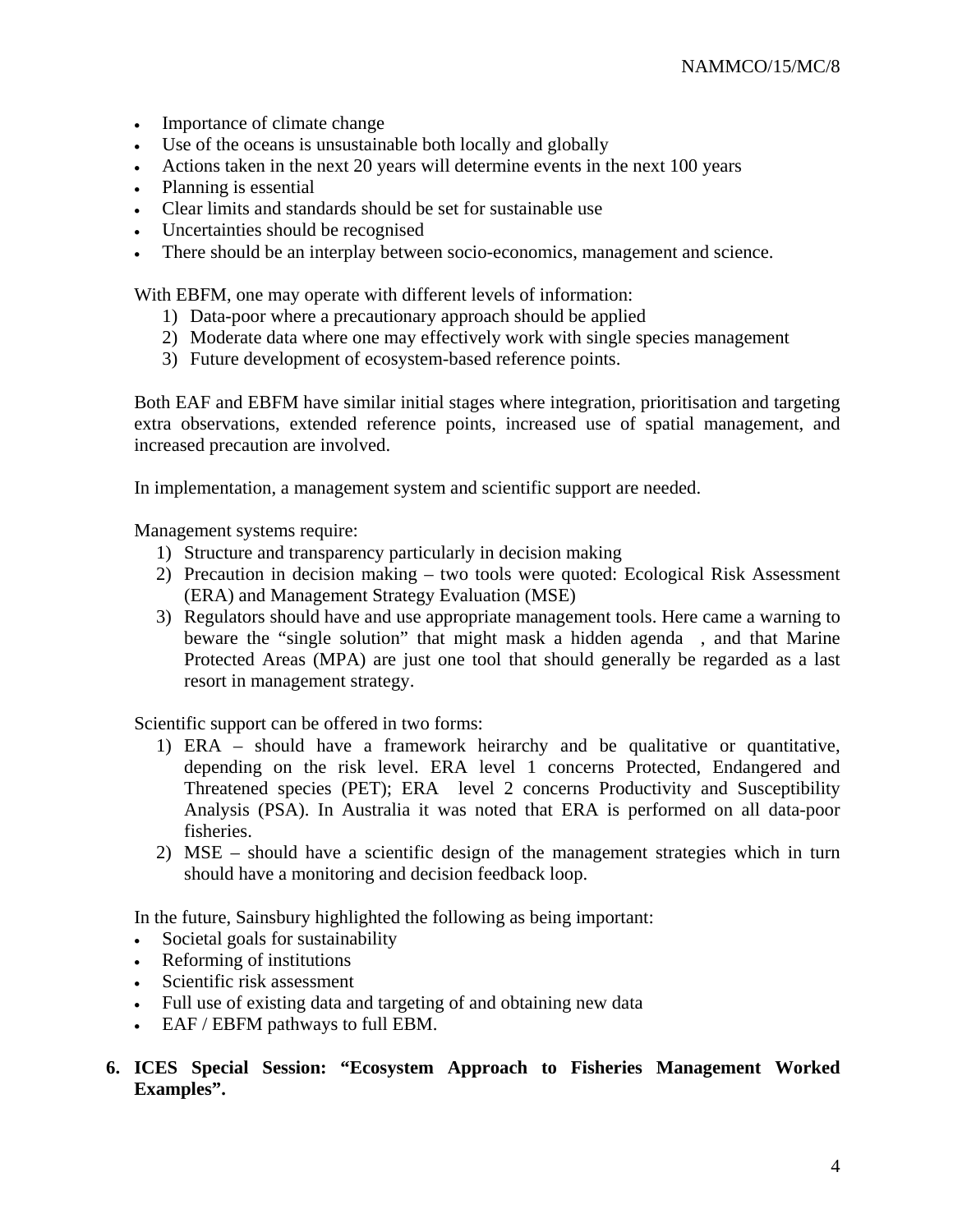- Importance of climate change
- Use of the oceans is unsustainable both locally and globally
- Actions taken in the next 20 years will determine events in the next 100 years
- Planning is essential
- Clear limits and standards should be set for sustainable use
- Uncertainties should be recognised
- There should be an interplay between socio-economics, management and science.

With EBFM, one may operate with different levels of information:

1) Data-poor where a precautionary approach should be applied
2) Moderate data where one may effectively work with single species management
3) Future development of ecosystem-based reference points.

Both EAF and EBFM have similar initial stages where integration, prioritisation and targeting extra observations, extended reference points, increased use of spatial management, and increased precaution are involved.

In implementation, a management system and scientific support are needed.

Management systems require:

1) Structure and transparency particularly in decision making
2) Precaution in decision making – two tools were quoted: Ecological Risk Assessment (ERA) and Management Strategy Evaluation (MSE)
3) Regulators should have and use appropriate management tools. Here came a warning to beware the "single solution" that might mask a hidden agenda , and that Marine Protected Areas (MPA) are just one tool that should generally be regarded as a last resort in management strategy.

Scientific support can be offered in two forms:

1) ERA – should have a framework heirarchy and be qualitative or quantitative, depending on the risk level. ERA level 1 concerns Protected, Endangered and Threatened species (PET); ERA level 2 concerns Productivity and Susceptibility Analysis (PSA). In Australia it was noted that ERA is performed on all data-poor fisheries.
2) MSE – should have a scientific design of the management strategies which in turn should have a monitoring and decision feedback loop.

In the future, Sainsbury highlighted the following as being important:

- Societal goals for sustainability
- Reforming of institutions
- Scientific risk assessment
- Full use of existing data and targeting of and obtaining new data
- EAF / EBFM pathways to full EBM.

## 6. ICES Special Session: "Ecosystem Approach to Fisheries Management Worked Examples".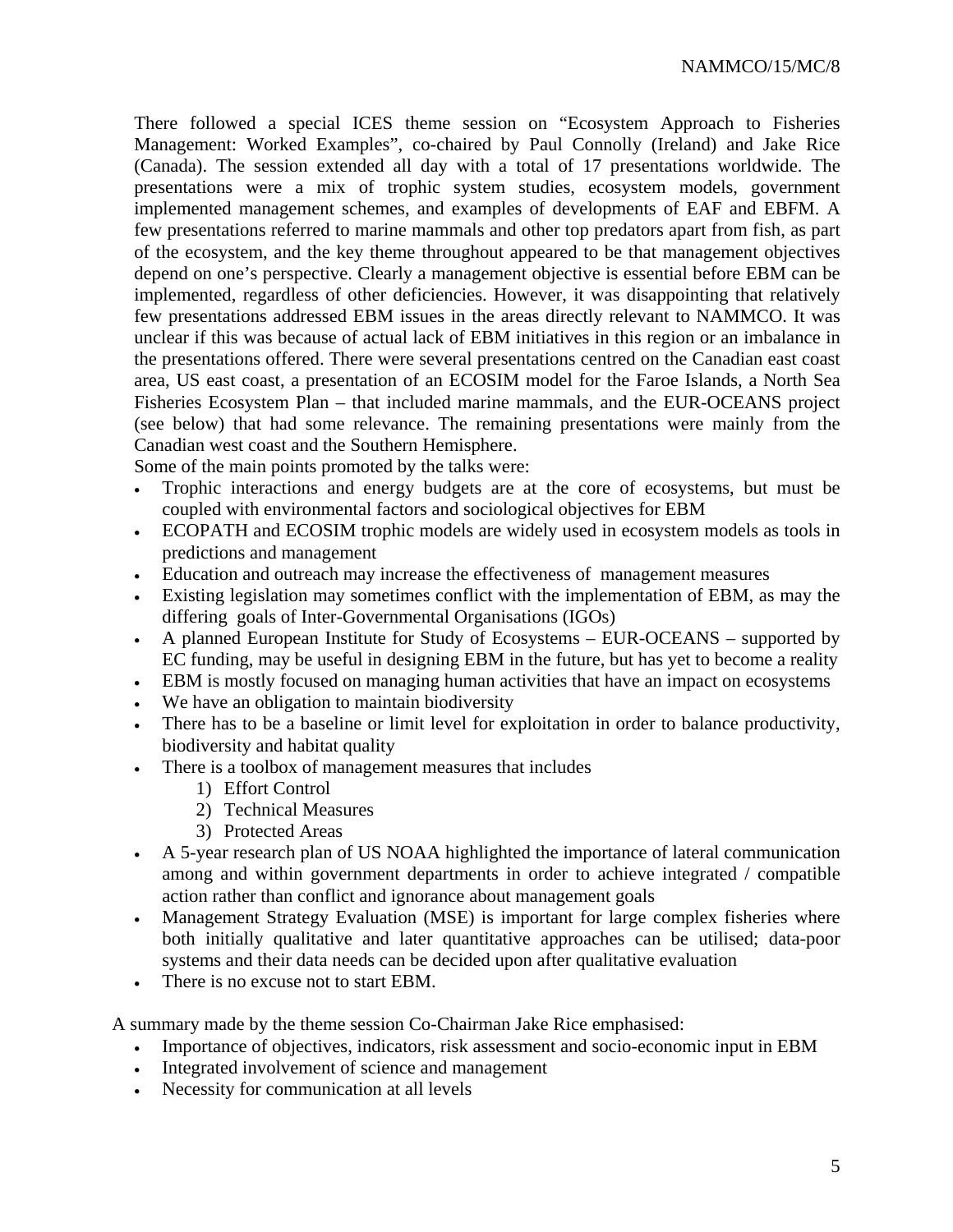There followed a special ICES theme session on "Ecosystem Approach to Fisheries Management: Worked Examples", co-chaired by Paul Connolly (Ireland) and Jake Rice (Canada). The session extended all day with a total of 17 presentations worldwide. The presentations were a mix of trophic system studies, ecosystem models, government implemented management schemes, and examples of developments of EAF and EBFM. A few presentations referred to marine mammals and other top predators apart from fish, as part of the ecosystem, and the key theme throughout appeared to be that management objectives depend on one's perspective. Clearly a management objective is essential before EBM can be implemented, regardless of other deficiencies. However, it was disappointing that relatively few presentations addressed EBM issues in the areas directly relevant to NAMMCO. It was unclear if this was because of actual lack of EBM initiatives in this region or an imbalance in the presentations offered. There were several presentations centred on the Canadian east coast area, US east coast, a presentation of an ECOSIM model for the Faroe Islands, a North Sea Fisheries Ecosystem Plan – that included marine mammals, and the EUR-OCEANS project (see below) that had some relevance. The remaining presentations were mainly from the Canadian west coast and the Southern Hemisphere.

Some of the main points promoted by the talks were:

- Trophic interactions and energy budgets are at the core of ecosystems, but must be coupled with environmental factors and sociological objectives for EBM
- ECOPATH and ECOSIM trophic models are widely used in ecosystem models as tools in predictions and management
- Education and outreach may increase the effectiveness of management measures
- Existing legislation may sometimes conflict with the implementation of EBM, as may the differing goals of Inter-Governmental Organisations (IGOs)
- A planned European Institute for Study of Ecosystems – EUR-OCEANS – supported by EC funding, may be useful in designing EBM in the future, but has yet to become a reality
- EBM is mostly focused on managing human activities that have an impact on ecosystems
- We have an obligation to maintain biodiversity
- There has to be a baseline or limit level for exploitation in order to balance productivity, biodiversity and habitat quality
- There is a toolbox of management measures that includes
    1) Effort Control
    2) Technical Measures
    3) Protected Areas
- A 5-year research plan of US NOAA highlighted the importance of lateral communication among and within government departments in order to achieve integrated / compatible action rather than conflict and ignorance about management goals
- Management Strategy Evaluation (MSE) is important for large complex fisheries where both initially qualitative and later quantitative approaches can be utilised; data-poor systems and their data needs can be decided upon after qualitative evaluation
- There is no excuse not to start EBM.

A summary made by the theme session Co-Chairman Jake Rice emphasised:

- Importance of objectives, indicators, risk assessment and socio-economic input in EBM
- Integrated involvement of science and management
- Necessity for communication at all levels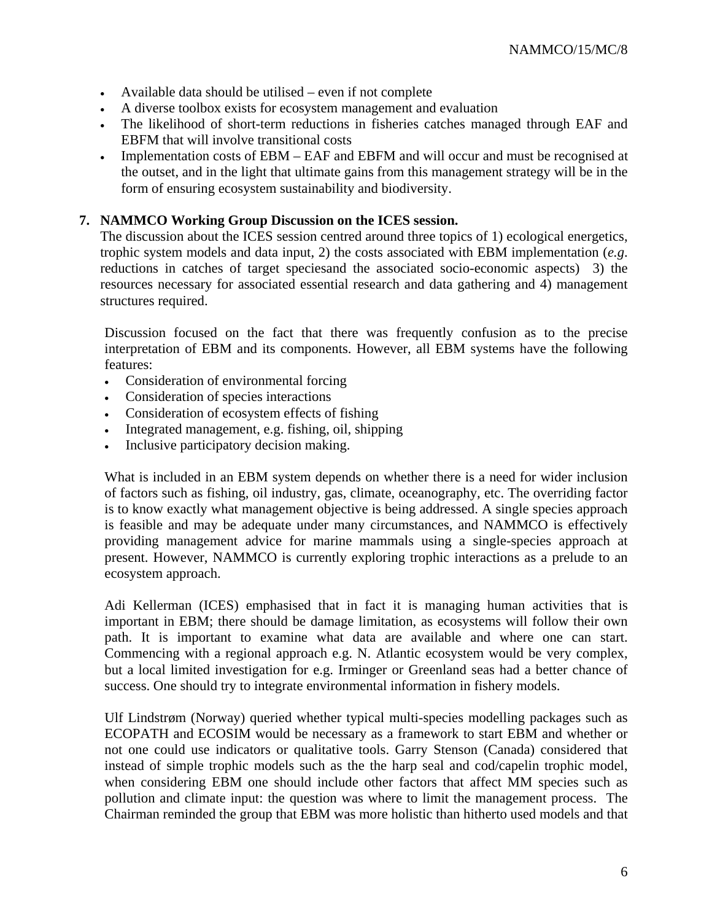- Available data should be utilised – even if not complete
- A diverse toolbox exists for ecosystem management and evaluation
- The likelihood of short-term reductions in fisheries catches managed through EAF and EBFM that will involve transitional costs
- Implementation costs of EBM – EAF and EBFM and will occur and must be recognised at the outset, and in the light that ultimate gains from this management strategy will be in the form of ensuring ecosystem sustainability and biodiversity.

## 7. NAMMCO Working Group Discussion on the ICES session.

The discussion about the ICES session centred around three topics of 1) ecological energetics, trophic system models and data input, 2) the costs associated with EBM implementation (*e.g.* reductions in catches of target speciesand the associated socio-economic aspects) 3) the resources necessary for associated essential research and data gathering and 4) management structures required.

Discussion focused on the fact that there was frequently confusion as to the precise interpretation of EBM and its components. However, all EBM systems have the following features:

- Consideration of environmental forcing
- Consideration of species interactions
- Consideration of ecosystem effects of fishing
- Integrated management, e.g. fishing, oil, shipping
- Inclusive participatory decision making.

What is included in an EBM system depends on whether there is a need for wider inclusion of factors such as fishing, oil industry, gas, climate, oceanography, etc. The overriding factor is to know exactly what management objective is being addressed. A single species approach is feasible and may be adequate under many circumstances, and NAMMCO is effectively providing management advice for marine mammals using a single-species approach at present. However, NAMMCO is currently exploring trophic interactions as a prelude to an ecosystem approach.

Adi Kellerman (ICES) emphasised that in fact it is managing human activities that is important in EBM; there should be damage limitation, as ecosystems will follow their own path. It is important to examine what data are available and where one can start. Commencing with a regional approach e.g. N. Atlantic ecosystem would be very complex, but a local limited investigation for e.g. Irminger or Greenland seas had a better chance of success. One should try to integrate environmental information in fishery models.

Ulf Lindstrøm (Norway) queried whether typical multi-species modelling packages such as ECOPATH and ECOSIM would be necessary as a framework to start EBM and whether or not one could use indicators or qualitative tools. Garry Stenson (Canada) considered that instead of simple trophic models such as the the harp seal and cod/capelin trophic model, when considering EBM one should include other factors that affect MM species such as pollution and climate input: the question was where to limit the management process. The Chairman reminded the group that EBM was more holistic than hitherto used models and that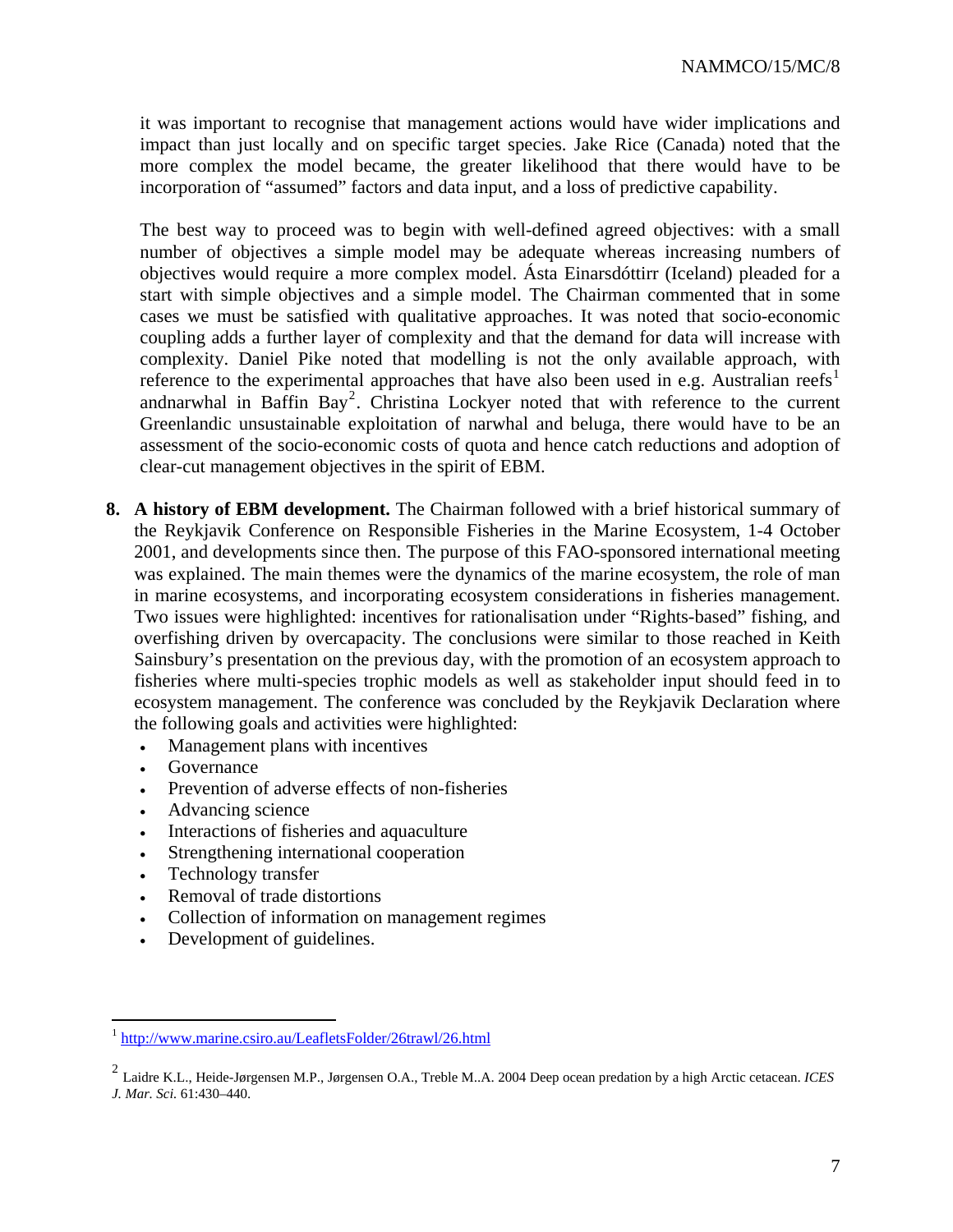it was important to recognise that management actions would have wider implications and impact than just locally and on specific target species. Jake Rice (Canada) noted that the more complex the model became, the greater likelihood that there would have to be incorporation of "assumed" factors and data input, and a loss of predictive capability.

The best way to proceed was to begin with well-defined agreed objectives: with a small number of objectives a simple model may be adequate whereas increasing numbers of objectives would require a more complex model. Ásta Einarsdóttirr (Iceland) pleaded for a start with simple objectives and a simple model. The Chairman commented that in some cases we must be satisfied with qualitative approaches. It was noted that socio-economic coupling adds a further layer of complexity and that the demand for data will increase with complexity. Daniel Pike noted that modelling is not the only available approach, with reference to the experimental approaches that have also been used in e.g. Australian reefs[1] andnarwhal in Baffin Bay[2]. Christina Lockyer noted that with reference to the current Greenlandic unsustainable exploitation of narwhal and beluga, there would have to be an assessment of the socio-economic costs of quota and hence catch reductions and adoption of clear-cut management objectives in the spirit of EBM.

8. **A history of EBM development.** The Chairman followed with a brief historical summary of the Reykjavik Conference on Responsible Fisheries in the Marine Ecosystem, 1-4 October 2001, and developments since then. The purpose of this FAO-sponsored international meeting was explained. The main themes were the dynamics of the marine ecosystem, the role of man in marine ecosystems, and incorporating ecosystem considerations in fisheries management. Two issues were highlighted: incentives for rationalisation under "Rights-based" fishing, and overfishing driven by overcapacity. The conclusions were similar to those reached in Keith Sainsbury's presentation on the previous day, with the promotion of an ecosystem approach to fisheries where multi-species trophic models as well as stakeholder input should feed in to ecosystem management. The conference was concluded by the Reykjavik Declaration where the following goals and activities were highlighted:
   - Management plans with incentives
   - Governance
   - Prevention of adverse effects of non-fisheries
   - Advancing science
   - Interactions of fisheries and aquaculture
   - Strengthening international cooperation
   - Technology transfer
   - Removal of trade distortions
   - Collection of information on management regimes
   - Development of guidelines.

---

[1] http://www.marine.csiro.au/LeafletsFolder/26trawl/26.html

[2] Laidre K.L., Heide-Jørgensen M.P., Jørgensen O.A., Treble M..A. 2004 Deep ocean predation by a high Arctic cetacean. *ICES J. Mar. Sci.* 61:430–440.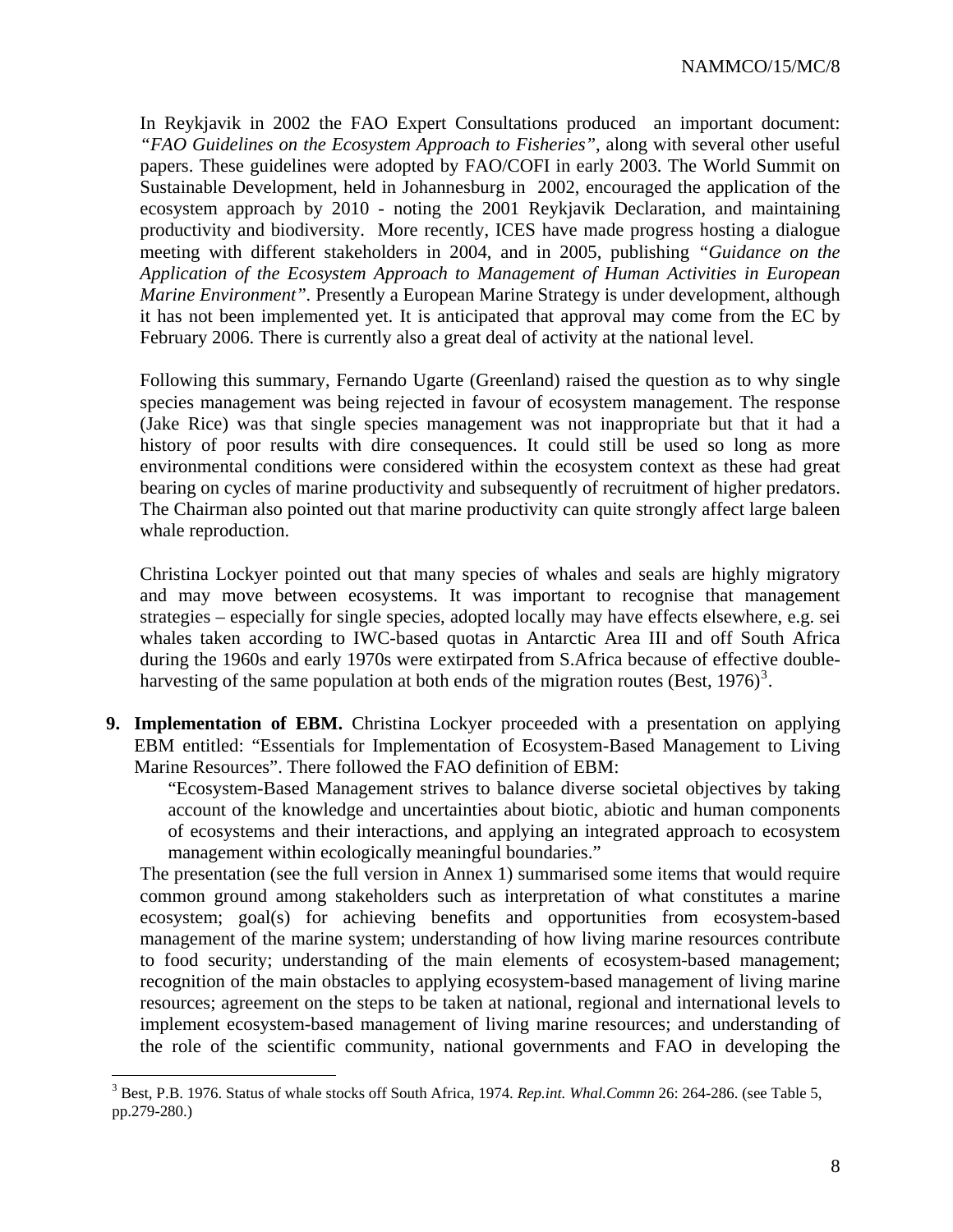In Reykjavik in 2002 the FAO Expert Consultations produced an important document: *"FAO Guidelines on the Ecosystem Approach to Fisheries"*, along with several other useful papers. These guidelines were adopted by FAO/COFI in early 2003. The World Summit on Sustainable Development, held in Johannesburg in 2002, encouraged the application of the ecosystem approach by 2010 - noting the 2001 Reykjavik Declaration, and maintaining productivity and biodiversity. More recently, ICES have made progress hosting a dialogue meeting with different stakeholders in 2004, and in 2005, publishing *"Guidance on the Application of the Ecosystem Approach to Management of Human Activities in European Marine Environment"*. Presently a European Marine Strategy is under development, although it has not been implemented yet. It is anticipated that approval may come from the EC by February 2006. There is currently also a great deal of activity at the national level.

Following this summary, Fernando Ugarte (Greenland) raised the question as to why single species management was being rejected in favour of ecosystem management. The response (Jake Rice) was that single species management was not inappropriate but that it had a history of poor results with dire consequences. It could still be used so long as more environmental conditions were considered within the ecosystem context as these had great bearing on cycles of marine productivity and subsequently of recruitment of higher predators. The Chairman also pointed out that marine productivity can quite strongly affect large baleen whale reproduction.

Christina Lockyer pointed out that many species of whales and seals are highly migratory and may move between ecosystems. It was important to recognise that management strategies – especially for single species, adopted locally may have effects elsewhere, e.g. sei whales taken according to IWC-based quotas in Antarctic Area III and off South Africa during the 1960s and early 1970s were extirpated from S.Africa because of effective double-harvesting of the same population at both ends of the migration routes (Best, 1976)[3].

9. **Implementation of EBM.** Christina Lockyer proceeded with a presentation on applying EBM entitled: "Essentials for Implementation of Ecosystem-Based Management to Living Marine Resources". There followed the FAO definition of EBM:

   "Ecosystem-Based Management strives to balance diverse societal objectives by taking account of the knowledge and uncertainties about biotic, abiotic and human components of ecosystems and their interactions, and applying an integrated approach to ecosystem management within ecologically meaningful boundaries."

   The presentation (see the full version in Annex 1) summarised some items that would require common ground among stakeholders such as interpretation of what constitutes a marine ecosystem; goal(s) for achieving benefits and opportunities from ecosystem-based management of the marine system; understanding of how living marine resources contribute to food security; understanding of the main elements of ecosystem-based management; recognition of the main obstacles to applying ecosystem-based management of living marine resources; agreement on the steps to be taken at national, regional and international levels to implement ecosystem-based management of living marine resources; and understanding of the role of the scientific community, national governments and FAO in developing the

---

[3] Best, P.B. 1976. Status of whale stocks off South Africa, 1974. *Rep.int. Whal.Commn* 26: 264-286. (see Table 5, pp.279-280.)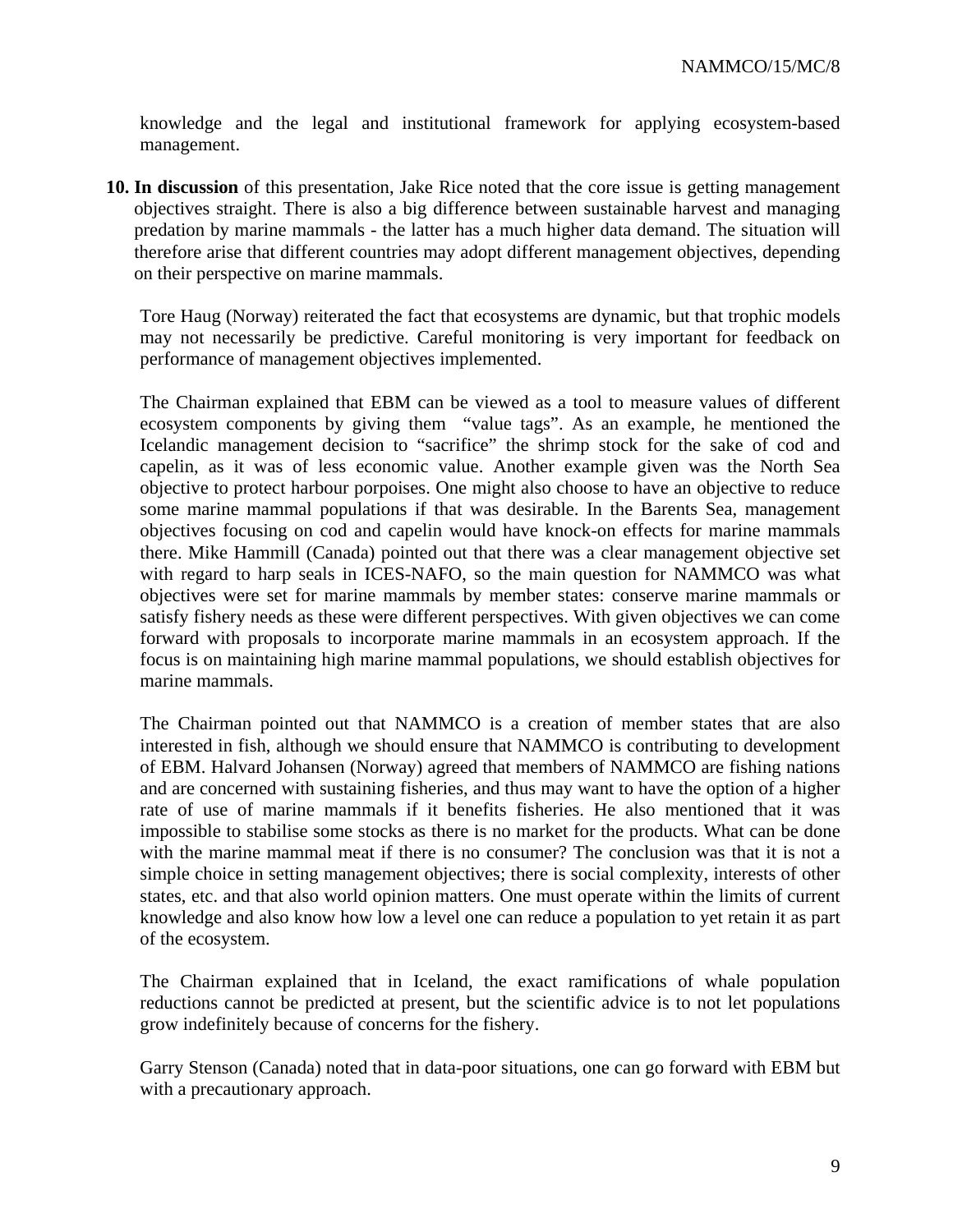knowledge and the legal and institutional framework for applying ecosystem-based management.

10. **In discussion** of this presentation, Jake Rice noted that the core issue is getting management objectives straight. There is also a big difference between sustainable harvest and managing predation by marine mammals - the latter has a much higher data demand. The situation will therefore arise that different countries may adopt different management objectives, depending on their perspective on marine mammals.

    Tore Haug (Norway) reiterated the fact that ecosystems are dynamic, but that trophic models may not necessarily be predictive. Careful monitoring is very important for feedback on performance of management objectives implemented.

    The Chairman explained that EBM can be viewed as a tool to measure values of different ecosystem components by giving them "value tags". As an example, he mentioned the Icelandic management decision to "sacrifice" the shrimp stock for the sake of cod and capelin, as it was of less economic value. Another example given was the North Sea objective to protect harbour porpoises. One might also choose to have an objective to reduce some marine mammal populations if that was desirable. In the Barents Sea, management objectives focusing on cod and capelin would have knock-on effects for marine mammals there. Mike Hammill (Canada) pointed out that there was a clear management objective set with regard to harp seals in ICES-NAFO, so the main question for NAMMCO was what objectives were set for marine mammals by member states: conserve marine mammals or satisfy fishery needs as these were different perspectives. With given objectives we can come forward with proposals to incorporate marine mammals in an ecosystem approach. If the focus is on maintaining high marine mammal populations, we should establish objectives for marine mammals.

    The Chairman pointed out that NAMMCO is a creation of member states that are also interested in fish, although we should ensure that NAMMCO is contributing to development of EBM. Halvard Johansen (Norway) agreed that members of NAMMCO are fishing nations and are concerned with sustaining fisheries, and thus may want to have the option of a higher rate of use of marine mammals if it benefits fisheries. He also mentioned that it was impossible to stabilise some stocks as there is no market for the products. What can be done with the marine mammal meat if there is no consumer? The conclusion was that it is not a simple choice in setting management objectives; there is social complexity, interests of other states, etc. and that also world opinion matters. One must operate within the limits of current knowledge and also know how low a level one can reduce a population to yet retain it as part of the ecosystem.

    The Chairman explained that in Iceland, the exact ramifications of whale population reductions cannot be predicted at present, but the scientific advice is to not let populations grow indefinitely because of concerns for the fishery.

    Garry Stenson (Canada) noted that in data-poor situations, one can go forward with EBM but with a precautionary approach.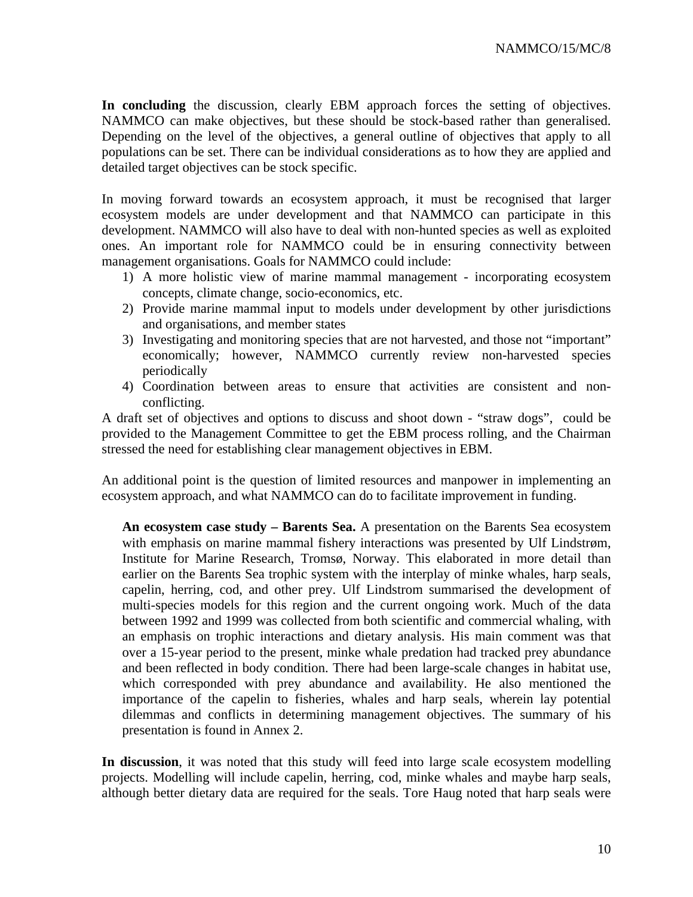**In concluding** the discussion, clearly EBM approach forces the setting of objectives. NAMMCO can make objectives, but these should be stock-based rather than generalised. Depending on the level of the objectives, a general outline of objectives that apply to all populations can be set. There can be individual considerations as to how they are applied and detailed target objectives can be stock specific.

In moving forward towards an ecosystem approach, it must be recognised that larger ecosystem models are under development and that NAMMCO can participate in this development. NAMMCO will also have to deal with non-hunted species as well as exploited ones. An important role for NAMMCO could be in ensuring connectivity between management organisations. Goals for NAMMCO could include:

1) A more holistic view of marine mammal management - incorporating ecosystem concepts, climate change, socio-economics, etc.
2) Provide marine mammal input to models under development by other jurisdictions and organisations, and member states
3) Investigating and monitoring species that are not harvested, and those not "important" economically; however, NAMMCO currently review non-harvested species periodically
4) Coordination between areas to ensure that activities are consistent and non-conflicting.

A draft set of objectives and options to discuss and shoot down - "straw dogs", could be provided to the Management Committee to get the EBM process rolling, and the Chairman stressed the need for establishing clear management objectives in EBM.

An additional point is the question of limited resources and manpower in implementing an ecosystem approach, and what NAMMCO can do to facilitate improvement in funding.

**An ecosystem case study – Barents Sea.** A presentation on the Barents Sea ecosystem with emphasis on marine mammal fishery interactions was presented by Ulf Lindstrøm, Institute for Marine Research, Tromsø, Norway. This elaborated in more detail than earlier on the Barents Sea trophic system with the interplay of minke whales, harp seals, capelin, herring, cod, and other prey. Ulf Lindstrom summarised the development of multi-species models for this region and the current ongoing work. Much of the data between 1992 and 1999 was collected from both scientific and commercial whaling, with an emphasis on trophic interactions and dietary analysis. His main comment was that over a 15-year period to the present, minke whale predation had tracked prey abundance and been reflected in body condition. There had been large-scale changes in habitat use, which corresponded with prey abundance and availability. He also mentioned the importance of the capelin to fisheries, whales and harp seals, wherein lay potential dilemmas and conflicts in determining management objectives. The summary of his presentation is found in Annex 2.

**In discussion**, it was noted that this study will feed into large scale ecosystem modelling projects. Modelling will include capelin, herring, cod, minke whales and maybe harp seals, although better dietary data are required for the seals. Tore Haug noted that harp seals were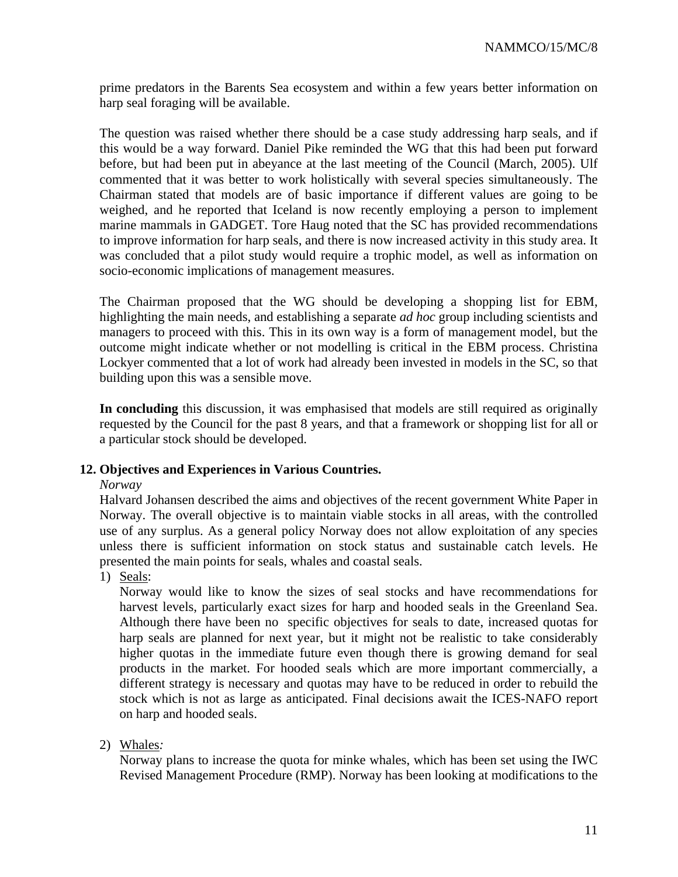prime predators in the Barents Sea ecosystem and within a few years better information on harp seal foraging will be available.

The question was raised whether there should be a case study addressing harp seals, and if this would be a way forward. Daniel Pike reminded the WG that this had been put forward before, but had been put in abeyance at the last meeting of the Council (March, 2005). Ulf commented that it was better to work holistically with several species simultaneously. The Chairman stated that models are of basic importance if different values are going to be weighed, and he reported that Iceland is now recently employing a person to implement marine mammals in GADGET. Tore Haug noted that the SC has provided recommendations to improve information for harp seals, and there is now increased activity in this study area. It was concluded that a pilot study would require a trophic model, as well as information on socio-economic implications of management measures.

The Chairman proposed that the WG should be developing a shopping list for EBM, highlighting the main needs, and establishing a separate *ad hoc* group including scientists and managers to proceed with this. This in its own way is a form of management model, but the outcome might indicate whether or not modelling is critical in the EBM process. Christina Lockyer commented that a lot of work had already been invested in models in the SC, so that building upon this was a sensible move.

**In concluding** this discussion, it was emphasised that models are still required as originally requested by the Council for the past 8 years, and that a framework or shopping list for all or a particular stock should be developed.

## 12. Objectives and Experiences in Various Countries.

*Norway*

Halvard Johansen described the aims and objectives of the recent government White Paper in Norway. The overall objective is to maintain viable stocks in all areas, with the controlled use of any surplus. As a general policy Norway does not allow exploitation of any species unless there is sufficient information on stock status and sustainable catch levels. He presented the main points for seals, whales and coastal seals.

1) Seals:
   Norway would like to know the sizes of seal stocks and have recommendations for harvest levels, particularly exact sizes for harp and hooded seals in the Greenland Sea. Although there have been no specific objectives for seals to date, increased quotas for harp seals are planned for next year, but it might not be realistic to take considerably higher quotas in the immediate future even though there is growing demand for seal products in the market. For hooded seals which are more important commercially, a different strategy is necessary and quotas may have to be reduced in order to rebuild the stock which is not as large as anticipated. Final decisions await the ICES-NAFO report on harp and hooded seals.

2) Whales*:*
   Norway plans to increase the quota for minke whales, which has been set using the IWC Revised Management Procedure (RMP). Norway has been looking at modifications to the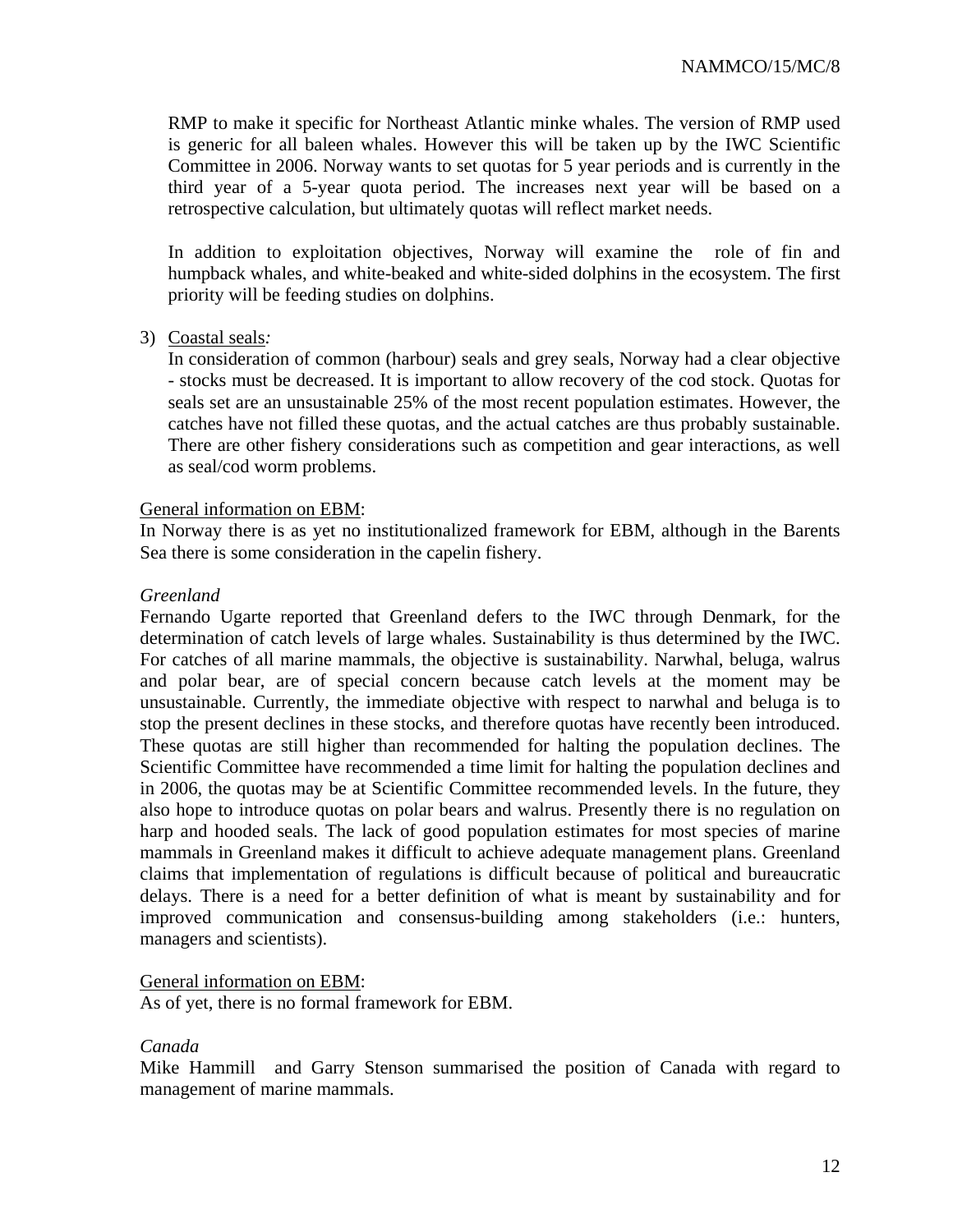RMP to make it specific for Northeast Atlantic minke whales. The version of RMP used is generic for all baleen whales. However this will be taken up by the IWC Scientific Committee in 2006. Norway wants to set quotas for 5 year periods and is currently in the third year of a 5-year quota period. The increases next year will be based on a retrospective calculation, but ultimately quotas will reflect market needs.

In addition to exploitation objectives, Norway will examine the role of fin and humpback whales, and white-beaked and white-sided dolphins in the ecosystem. The first priority will be feeding studies on dolphins.

3) Coastal seals*:*

In consideration of common (harbour) seals and grey seals, Norway had a clear objective - stocks must be decreased. It is important to allow recovery of the cod stock. Quotas for seals set are an unsustainable 25% of the most recent population estimates. However, the catches have not filled these quotas, and the actual catches are thus probably sustainable. There are other fishery considerations such as competition and gear interactions, as well as seal/cod worm problems.

General information on EBM:

In Norway there is as yet no institutionalized framework for EBM, although in the Barents Sea there is some consideration in the capelin fishery.

*Greenland*

Fernando Ugarte reported that Greenland defers to the IWC through Denmark, for the determination of catch levels of large whales. Sustainability is thus determined by the IWC. For catches of all marine mammals, the objective is sustainability. Narwhal, beluga, walrus and polar bear, are of special concern because catch levels at the moment may be unsustainable. Currently, the immediate objective with respect to narwhal and beluga is to stop the present declines in these stocks, and therefore quotas have recently been introduced. These quotas are still higher than recommended for halting the population declines. The Scientific Committee have recommended a time limit for halting the population declines and in 2006, the quotas may be at Scientific Committee recommended levels. In the future, they also hope to introduce quotas on polar bears and walrus. Presently there is no regulation on harp and hooded seals. The lack of good population estimates for most species of marine mammals in Greenland makes it difficult to achieve adequate management plans. Greenland claims that implementation of regulations is difficult because of political and bureaucratic delays. There is a need for a better definition of what is meant by sustainability and for improved communication and consensus-building among stakeholders (i.e.: hunters, managers and scientists).

General information on EBM:

As of yet, there is no formal framework for EBM.

*Canada*

Mike Hammill and Garry Stenson summarised the position of Canada with regard to management of marine mammals.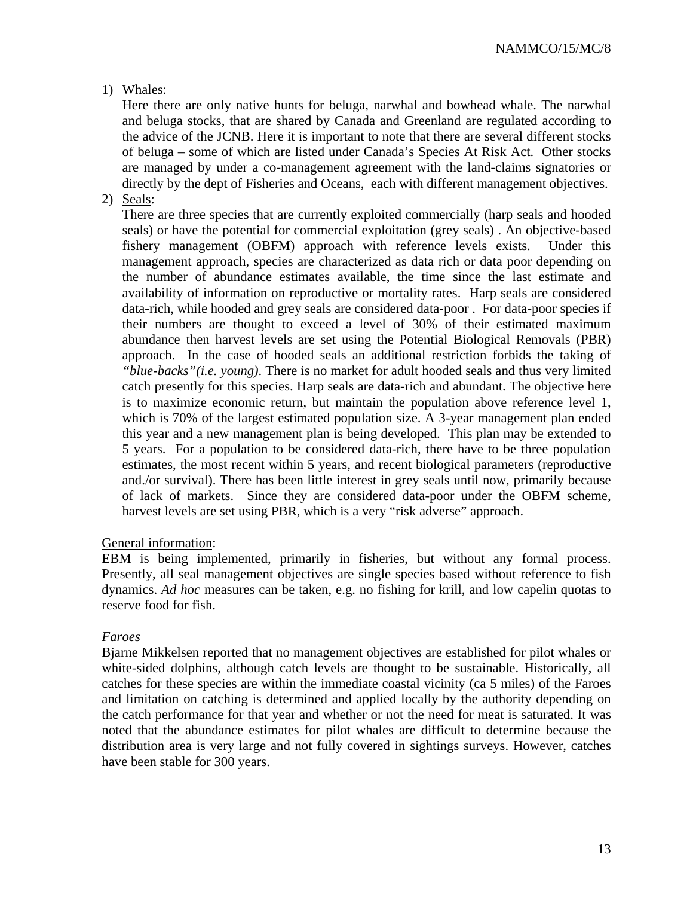1) Whales:

   Here there are only native hunts for beluga, narwhal and bowhead whale. The narwhal and beluga stocks, that are shared by Canada and Greenland are regulated according to the advice of the JCNB. Here it is important to note that there are several different stocks of beluga – some of which are listed under Canada's Species At Risk Act. Other stocks are managed by under a co-management agreement with the land-claims signatories or directly by the dept of Fisheries and Oceans, each with different management objectives.

2) Seals:

   There are three species that are currently exploited commercially (harp seals and hooded seals) or have the potential for commercial exploitation (grey seals) . An objective-based fishery management (OBFM) approach with reference levels exists. Under this management approach, species are characterized as data rich or data poor depending on the number of abundance estimates available, the time since the last estimate and availability of information on reproductive or mortality rates. Harp seals are considered data-rich, while hooded and grey seals are considered data-poor . For data-poor species if their numbers are thought to exceed a level of 30% of their estimated maximum abundance then harvest levels are set using the Potential Biological Removals (PBR) approach. In the case of hooded seals an additional restriction forbids the taking of *"blue-backs"(i.e. young)*. There is no market for adult hooded seals and thus very limited catch presently for this species. Harp seals are data-rich and abundant. The objective here is to maximize economic return, but maintain the population above reference level 1, which is 70% of the largest estimated population size. A 3-year management plan ended this year and a new management plan is being developed. This plan may be extended to 5 years. For a population to be considered data-rich, there have to be three population estimates, the most recent within 5 years, and recent biological parameters (reproductive and./or survival). There has been little interest in grey seals until now, primarily because of lack of markets. Since they are considered data-poor under the OBFM scheme, harvest levels are set using PBR, which is a very "risk adverse" approach.

General information:

EBM is being implemented, primarily in fisheries, but without any formal process. Presently, all seal management objectives are single species based without reference to fish dynamics. *Ad hoc* measures can be taken, e.g. no fishing for krill, and low capelin quotas to reserve food for fish.

*Faroes*

Bjarne Mikkelsen reported that no management objectives are established for pilot whales or white-sided dolphins, although catch levels are thought to be sustainable. Historically, all catches for these species are within the immediate coastal vicinity (ca 5 miles) of the Faroes and limitation on catching is determined and applied locally by the authority depending on the catch performance for that year and whether or not the need for meat is saturated. It was noted that the abundance estimates for pilot whales are difficult to determine because the distribution area is very large and not fully covered in sightings surveys. However, catches have been stable for 300 years.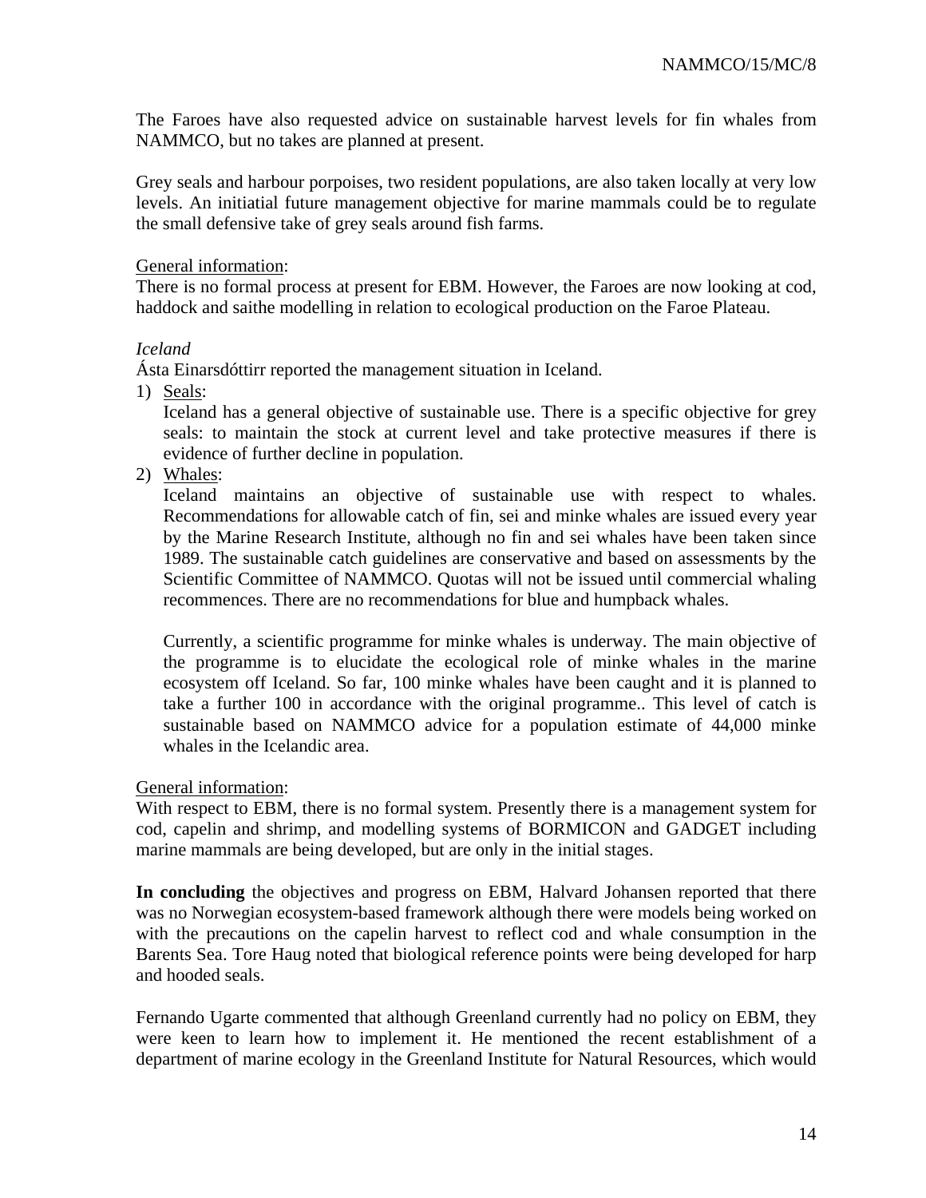The Faroes have also requested advice on sustainable harvest levels for fin whales from NAMMCO, but no takes are planned at present.

Grey seals and harbour porpoises, two resident populations, are also taken locally at very low levels. An initiatial future management objective for marine mammals could be to regulate the small defensive take of grey seals around fish farms.

<u>General information</u>:
There is no formal process at present for EBM. However, the Faroes are now looking at cod, haddock and saithe modelling in relation to ecological production on the Faroe Plateau.

*Iceland*
Ásta Einarsdóttirr reported the management situation in Iceland.

1) <u>Seals</u>:
   Iceland has a general objective of sustainable use. There is a specific objective for grey seals: to maintain the stock at current level and take protective measures if there is evidence of further decline in population.
2) <u>Whales</u>:
   Iceland maintains an objective of sustainable use with respect to whales. Recommendations for allowable catch of fin, sei and minke whales are issued every year by the Marine Research Institute, although no fin and sei whales have been taken since 1989. The sustainable catch guidelines are conservative and based on assessments by the Scientific Committee of NAMMCO. Quotas will not be issued until commercial whaling recommences. There are no recommendations for blue and humpback whales.

   Currently, a scientific programme for minke whales is underway. The main objective of the programme is to elucidate the ecological role of minke whales in the marine ecosystem off Iceland. So far, 100 minke whales have been caught and it is planned to take a further 100 in accordance with the original programme.. This level of catch is sustainable based on NAMMCO advice for a population estimate of 44,000 minke whales in the Icelandic area.

<u>General information</u>:
With respect to EBM, there is no formal system. Presently there is a management system for cod, capelin and shrimp, and modelling systems of BORMICON and GADGET including marine mammals are being developed, but are only in the initial stages.

**In concluding** the objectives and progress on EBM, Halvard Johansen reported that there was no Norwegian ecosystem-based framework although there were models being worked on with the precautions on the capelin harvest to reflect cod and whale consumption in the Barents Sea. Tore Haug noted that biological reference points were being developed for harp and hooded seals.

Fernando Ugarte commented that although Greenland currently had no policy on EBM, they were keen to learn how to implement it. He mentioned the recent establishment of a department of marine ecology in the Greenland Institute for Natural Resources, which would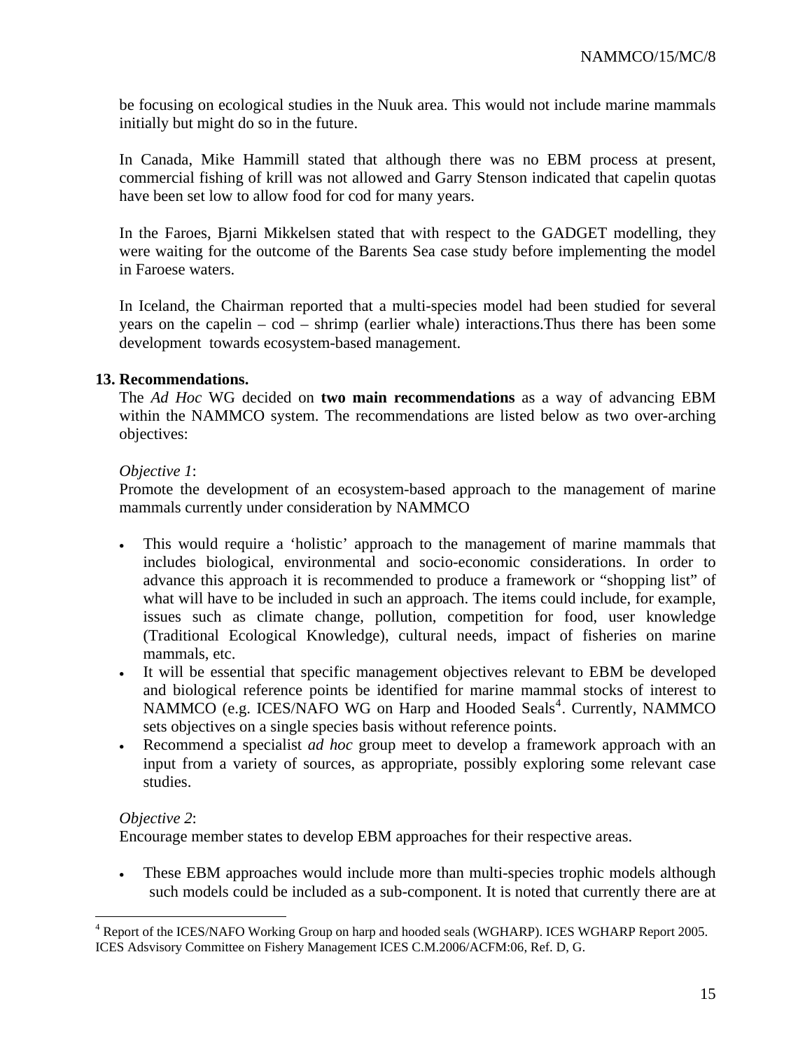be focusing on ecological studies in the Nuuk area. This would not include marine mammals initially but might do so in the future.

In Canada, Mike Hammill stated that although there was no EBM process at present, commercial fishing of krill was not allowed and Garry Stenson indicated that capelin quotas have been set low to allow food for cod for many years.

In the Faroes, Bjarni Mikkelsen stated that with respect to the GADGET modelling, they were waiting for the outcome of the Barents Sea case study before implementing the model in Faroese waters.

In Iceland, the Chairman reported that a multi-species model had been studied for several years on the capelin – cod – shrimp (earlier whale) interactions.Thus there has been some development towards ecosystem-based management.

## 13. Recommendations.

The *Ad Hoc* WG decided on **two main recommendations** as a way of advancing EBM within the NAMMCO system. The recommendations are listed below as two over-arching objectives:

*Objective 1*:
Promote the development of an ecosystem-based approach to the management of marine mammals currently under consideration by NAMMCO

- This would require a 'holistic' approach to the management of marine mammals that includes biological, environmental and socio-economic considerations. In order to advance this approach it is recommended to produce a framework or "shopping list" of what will have to be included in such an approach. The items could include, for example, issues such as climate change, pollution, competition for food, user knowledge (Traditional Ecological Knowledge), cultural needs, impact of fisheries on marine mammals, etc.
- It will be essential that specific management objectives relevant to EBM be developed and biological reference points be identified for marine mammal stocks of interest to NAMMCO (e.g. ICES/NAFO WG on Harp and Hooded Seals[4]. Currently, NAMMCO sets objectives on a single species basis without reference points.
- Recommend a specialist *ad hoc* group meet to develop a framework approach with an input from a variety of sources, as appropriate, possibly exploring some relevant case studies.

*Objective 2*:
Encourage member states to develop EBM approaches for their respective areas.

- These EBM approaches would include more than multi-species trophic models although such models could be included as a sub-component. It is noted that currently there are at

[4] Report of the ICES/NAFO Working Group on harp and hooded seals (WGHARP). ICES WGHARP Report 2005. ICES Adsvisory Committee on Fishery Management ICES C.M.2006/ACFM:06, Ref. D, G.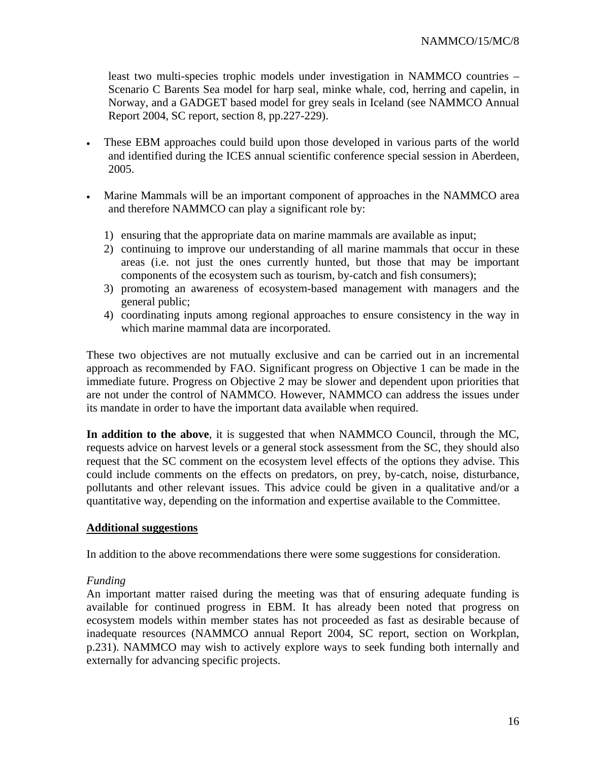least two multi-species trophic models under investigation in NAMMCO countries – Scenario C Barents Sea model for harp seal, minke whale, cod, herring and capelin, in Norway, and a GADGET based model for grey seals in Iceland (see NAMMCO Annual Report 2004, SC report, section 8, pp.227-229).

- These EBM approaches could build upon those developed in various parts of the world and identified during the ICES annual scientific conference special session in Aberdeen, 2005.

- Marine Mammals will be an important component of approaches in the NAMMCO area and therefore NAMMCO can play a significant role by:

  1) ensuring that the appropriate data on marine mammals are available as input;
  2) continuing to improve our understanding of all marine mammals that occur in these areas (i.e. not just the ones currently hunted, but those that may be important components of the ecosystem such as tourism, by-catch and fish consumers);
  3) promoting an awareness of ecosystem-based management with managers and the general public;
  4) coordinating inputs among regional approaches to ensure consistency in the way in which marine mammal data are incorporated.

These two objectives are not mutually exclusive and can be carried out in an incremental approach as recommended by FAO. Significant progress on Objective 1 can be made in the immediate future. Progress on Objective 2 may be slower and dependent upon priorities that are not under the control of NAMMCO. However, NAMMCO can address the issues under its mandate in order to have the important data available when required.

**In addition to the above**, it is suggested that when NAMMCO Council, through the MC, requests advice on harvest levels or a general stock assessment from the SC, they should also request that the SC comment on the ecosystem level effects of the options they advise. This could include comments on the effects on predators, on prey, by-catch, noise, disturbance, pollutants and other relevant issues. This advice could be given in a qualitative and/or a quantitative way, depending on the information and expertise available to the Committee.

**Additional suggestions**

In addition to the above recommendations there were some suggestions for consideration.

*Funding*

An important matter raised during the meeting was that of ensuring adequate funding is available for continued progress in EBM. It has already been noted that progress on ecosystem models within member states has not proceeded as fast as desirable because of inadequate resources (NAMMCO annual Report 2004, SC report, section on Workplan, p.231). NAMMCO may wish to actively explore ways to seek funding both internally and externally for advancing specific projects.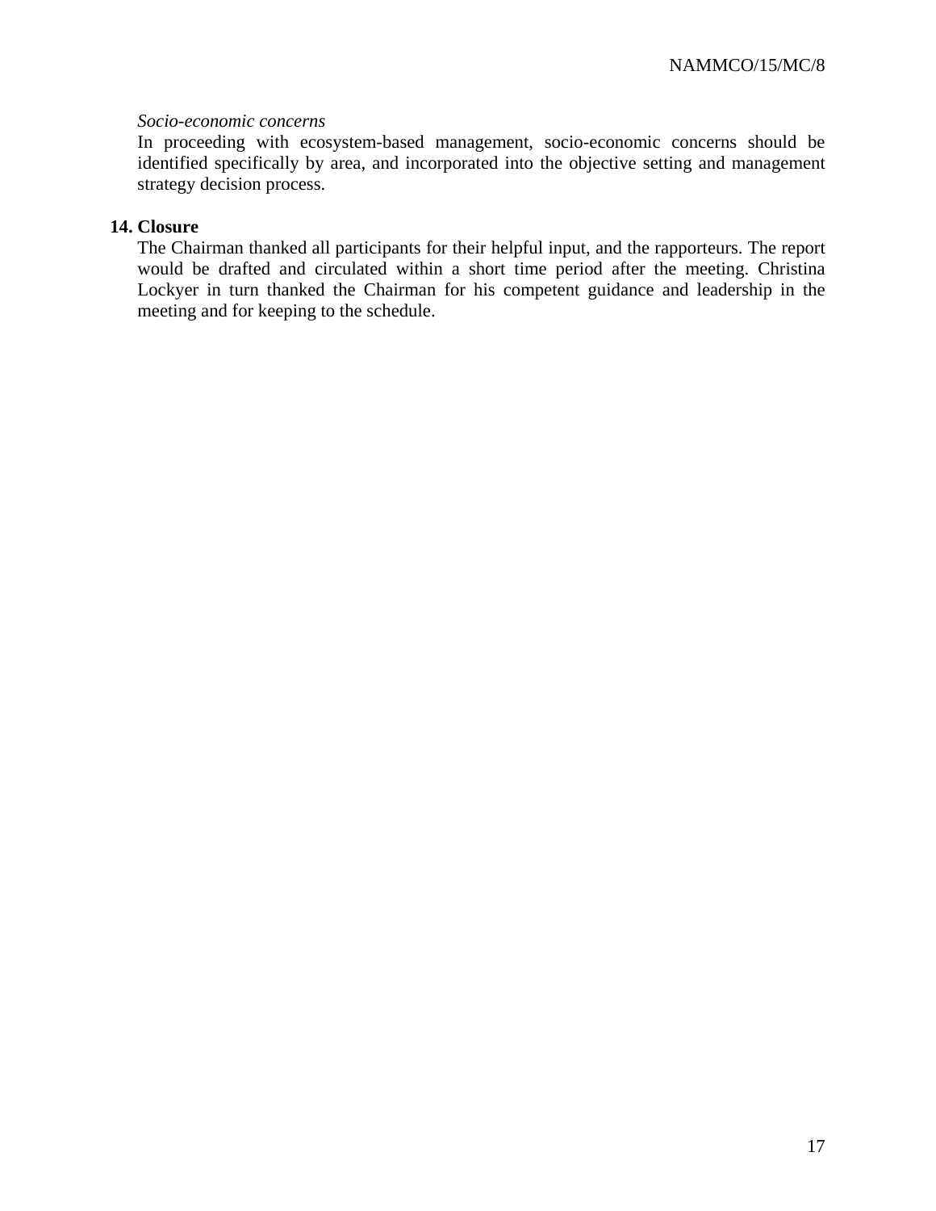*Socio-economic concerns*

In proceeding with ecosystem-based management, socio-economic concerns should be identified specifically by area, and incorporated into the objective setting and management strategy decision process.

## 14. Closure

The Chairman thanked all participants for their helpful input, and the rapporteurs. The report would be drafted and circulated within a short time period after the meeting. Christina Lockyer in turn thanked the Chairman for his competent guidance and leadership in the meeting and for keeping to the schedule.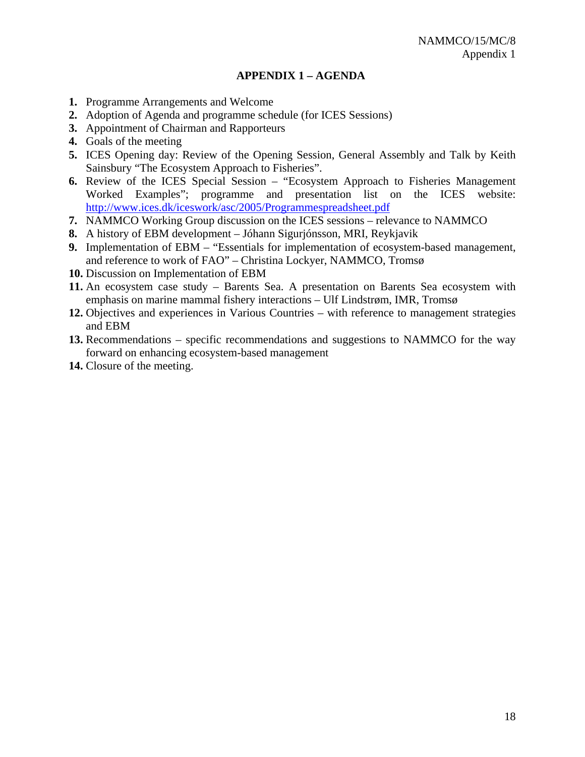## APPENDIX 1 – AGENDA

1. Programme Arrangements and Welcome
2. Adoption of Agenda and programme schedule (for ICES Sessions)
3. Appointment of Chairman and Rapporteurs
4. Goals of the meeting
5. ICES Opening day: Review of the Opening Session, General Assembly and Talk by Keith Sainsbury "The Ecosystem Approach to Fisheries".
6. Review of the ICES Special Session – "Ecosystem Approach to Fisheries Management Worked Examples"; programme and presentation list on the ICES website: http://www.ices.dk/iceswork/asc/2005/Programmespreadsheet.pdf
7. NAMMCO Working Group discussion on the ICES sessions – relevance to NAMMCO
8. A history of EBM development – Jóhann Sigurjónsson, MRI, Reykjavik
9. Implementation of EBM – "Essentials for implementation of ecosystem-based management, and reference to work of FAO" – Christina Lockyer, NAMMCO, Tromsø
10. Discussion on Implementation of EBM
11. An ecosystem case study – Barents Sea. A presentation on Barents Sea ecosystem with emphasis on marine mammal fishery interactions – Ulf Lindstrøm, IMR, Tromsø
12. Objectives and experiences in Various Countries – with reference to management strategies and EBM
13. Recommendations – specific recommendations and suggestions to NAMMCO for the way forward on enhancing ecosystem-based management
14. Closure of the meeting.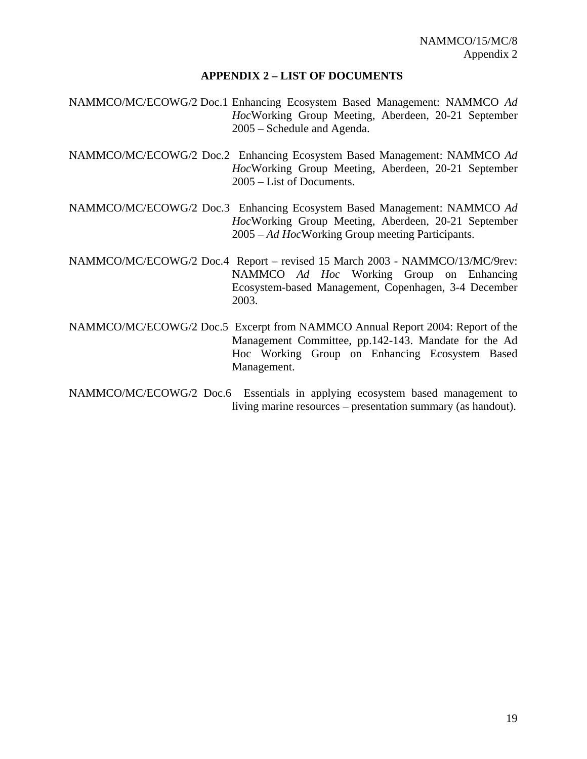## APPENDIX 2 – LIST OF DOCUMENTS

NAMMCO/MC/ECOWG/2 Doc.1 Enhancing Ecosystem Based Management: NAMMCO *Ad Hoc*Working Group Meeting, Aberdeen, 20-21 September 2005 – Schedule and Agenda.

NAMMCO/MC/ECOWG/2 Doc.2 Enhancing Ecosystem Based Management: NAMMCO *Ad Hoc*Working Group Meeting, Aberdeen, 20-21 September 2005 – List of Documents.

NAMMCO/MC/ECOWG/2 Doc.3 Enhancing Ecosystem Based Management: NAMMCO *Ad Hoc*Working Group Meeting, Aberdeen, 20-21 September 2005 – *Ad Hoc*Working Group meeting Participants.

NAMMCO/MC/ECOWG/2 Doc.4 Report – revised 15 March 2003 - NAMMCO/13/MC/9rev: NAMMCO *Ad Hoc* Working Group on Enhancing Ecosystem-based Management, Copenhagen, 3-4 December 2003.

NAMMCO/MC/ECOWG/2 Doc.5 Excerpt from NAMMCO Annual Report 2004: Report of the Management Committee, pp.142-143. Mandate for the Ad Hoc Working Group on Enhancing Ecosystem Based Management.

NAMMCO/MC/ECOWG/2 Doc.6 Essentials in applying ecosystem based management to living marine resources – presentation summary (as handout).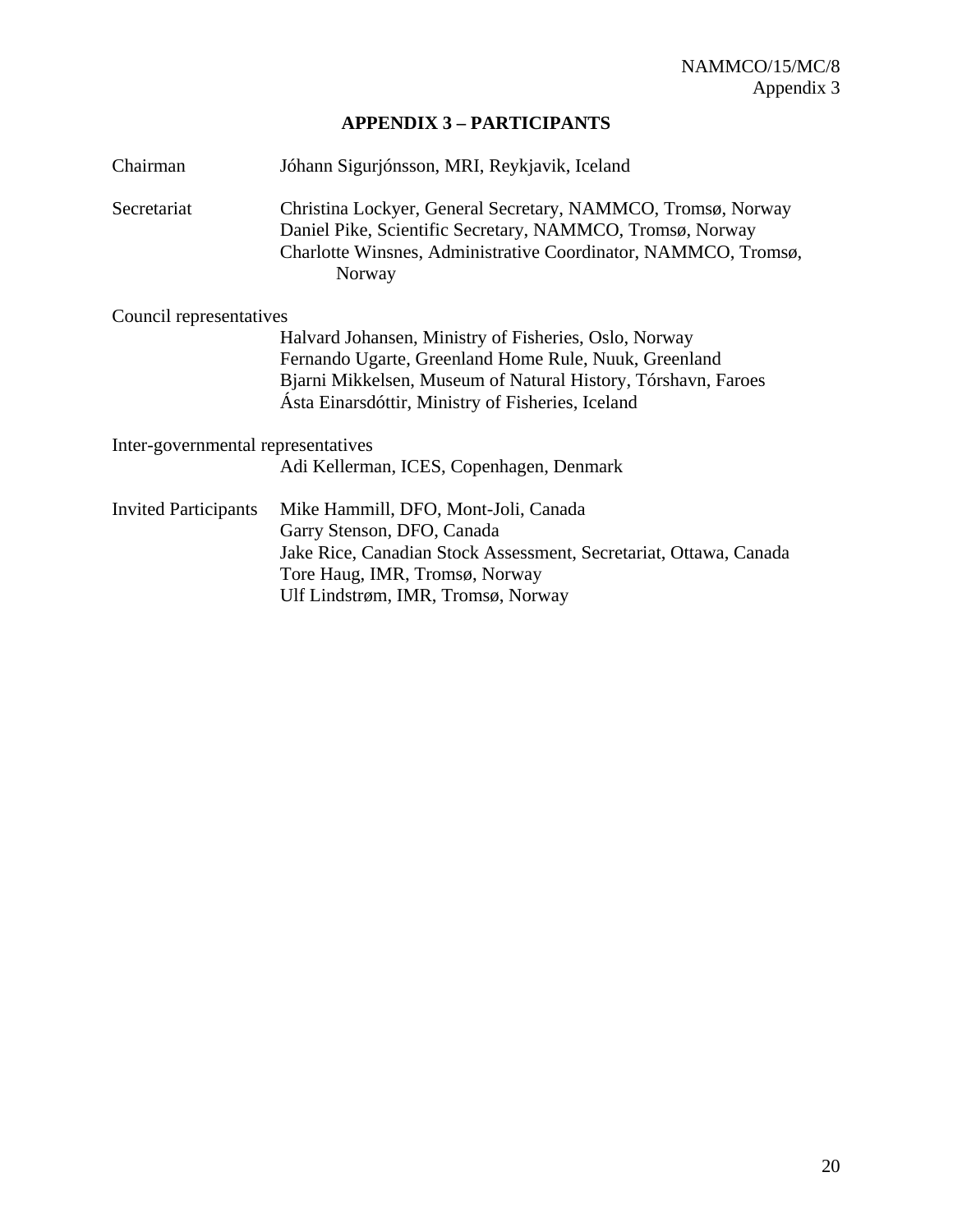## APPENDIX 3 – PARTICIPANTS

Chairman
Jóhann Sigurjónsson, MRI, Reykjavik, Iceland

Secretariat
Christina Lockyer, General Secretary, NAMMCO, Tromsø, Norway
Daniel Pike, Scientific Secretary, NAMMCO, Tromsø, Norway
Charlotte Winsnes, Administrative Coordinator, NAMMCO, Tromsø, Norway

Council representatives
Halvard Johansen, Ministry of Fisheries, Oslo, Norway
Fernando Ugarte, Greenland Home Rule, Nuuk, Greenland
Bjarni Mikkelsen, Museum of Natural History, Tórshavn, Faroes
Ásta Einarsdóttir, Ministry of Fisheries, Iceland

Inter-governmental representatives
Adi Kellerman, ICES, Copenhagen, Denmark

Invited Participants
Mike Hammill, DFO, Mont-Joli, Canada
Garry Stenson, DFO, Canada
Jake Rice, Canadian Stock Assessment, Secretariat, Ottawa, Canada
Tore Haug, IMR, Tromsø, Norway
Ulf Lindstrøm, IMR, Tromsø, Norway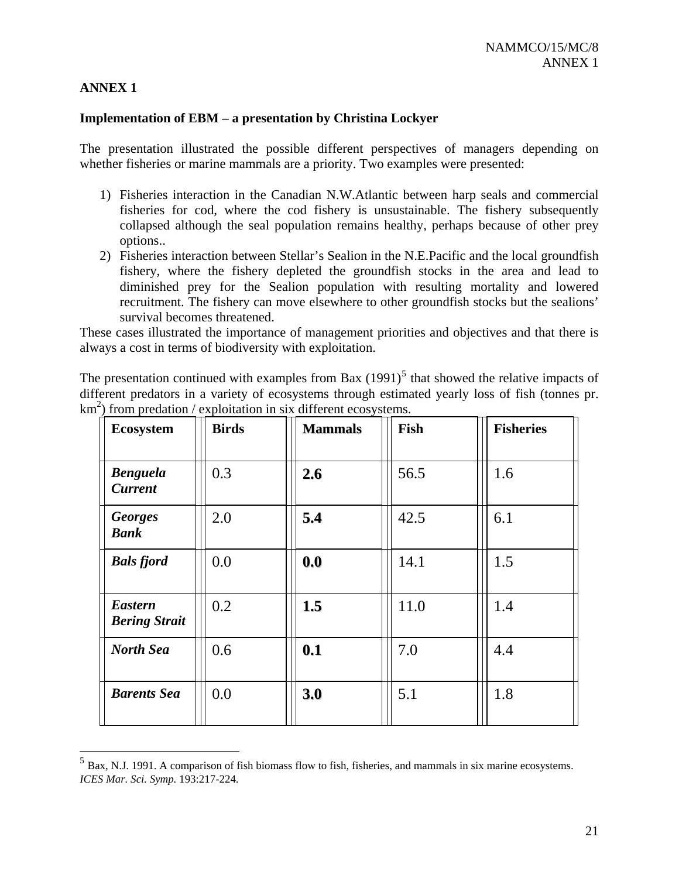## ANNEX 1

### Implementation of EBM – a presentation by Christina Lockyer

The presentation illustrated the possible different perspectives of managers depending on whether fisheries or marine mammals are a priority. Two examples were presented:

1) Fisheries interaction in the Canadian N.W.Atlantic between harp seals and commercial fisheries for cod, where the cod fishery is unsustainable. The fishery subsequently collapsed although the seal population remains healthy, perhaps because of other prey options..
2) Fisheries interaction between Stellar's Sealion in the N.E.Pacific and the local groundfish fishery, where the fishery depleted the groundfish stocks in the area and lead to diminished prey for the Sealion population with resulting mortality and lowered recruitment. The fishery can move elsewhere to other groundfish stocks but the sealions' survival becomes threatened.

These cases illustrated the importance of management priorities and objectives and that there is always a cost in terms of biodiversity with exploitation.

The presentation continued with examples from Bax (1991)[5] that showed the relative impacts of different predators in a variety of ecosystems through estimated yearly loss of fish (tonnes pr. $km^2$) from predation / exploitation in six different ecosystems.

| Ecosystem | Birds | Mammals | Fish | Fisheries |
|---|---|---|---|---|
| ***Benguela Current*** | 0.3 | **2.6** | 56.5 | 1.6 |
| ***Georges Bank*** | 2.0 | **5.4** | 42.5 | 6.1 |
| ***Bals fjord*** | 0.0 | **0.0** | 14.1 | 1.5 |
| ***Eastern Bering Strait*** | 0.2 | **1.5** | 11.0 | 1.4 |
| ***North Sea*** | 0.6 | **0.1** | 7.0 | 4.4 |
| ***Barents Sea*** | 0.0 | **3.0** | 5.1 | 1.8 |

[5] Bax, N.J. 1991. A comparison of fish biomass flow to fish, fisheries, and mammals in six marine ecosystems. *ICES Mar. Sci. Symp.* 193:217-224.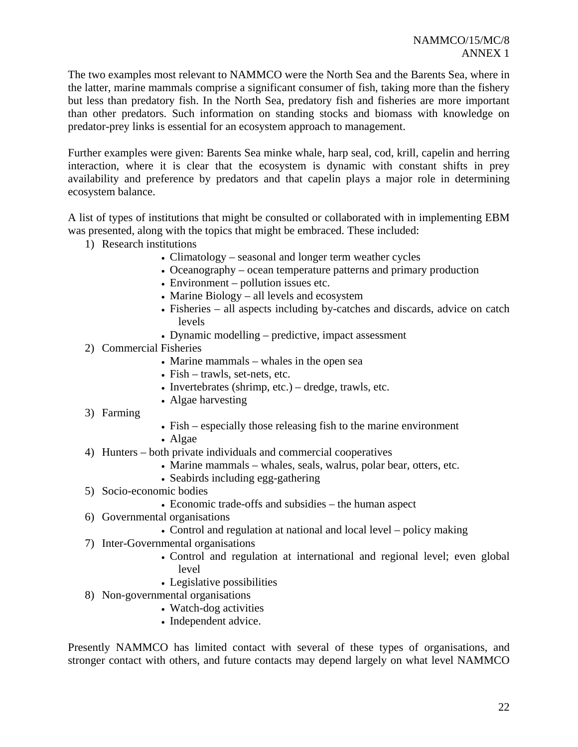The two examples most relevant to NAMMCO were the North Sea and the Barents Sea, where in the latter, marine mammals comprise a significant consumer of fish, taking more than the fishery but less than predatory fish. In the North Sea, predatory fish and fisheries are more important than other predators. Such information on standing stocks and biomass with knowledge on predator-prey links is essential for an ecosystem approach to management.

Further examples were given: Barents Sea minke whale, harp seal, cod, krill, capelin and herring interaction, where it is clear that the ecosystem is dynamic with constant shifts in prey availability and preference by predators and that capelin plays a major role in determining ecosystem balance.

A list of types of institutions that might be consulted or collaborated with in implementing EBM was presented, along with the topics that might be embraced. These included:

1) Research institutions
    - Climatology – seasonal and longer term weather cycles
    - Oceanography – ocean temperature patterns and primary production
    - Environment – pollution issues etc.
    - Marine Biology – all levels and ecosystem
    - Fisheries – all aspects including by-catches and discards, advice on catch levels
    - Dynamic modelling – predictive, impact assessment
2) Commercial Fisheries
    - Marine mammals – whales in the open sea
    - Fish – trawls, set-nets, etc.
    - Invertebrates (shrimp, etc.) – dredge, trawls, etc.
    - Algae harvesting
3) Farming
    - Fish – especially those releasing fish to the marine environment
    - Algae
4) Hunters – both private individuals and commercial cooperatives
    - Marine mammals – whales, seals, walrus, polar bear, otters, etc.
    - Seabirds including egg-gathering
5) Socio-economic bodies
    - Economic trade-offs and subsidies – the human aspect
6) Governmental organisations
    - Control and regulation at national and local level – policy making
7) Inter-Governmental organisations
    - Control and regulation at international and regional level; even global level
    - Legislative possibilities
8) Non-governmental organisations
    - Watch-dog activities
    - Independent advice.

Presently NAMMCO has limited contact with several of these types of organisations, and stronger contact with others, and future contacts may depend largely on what level NAMMCO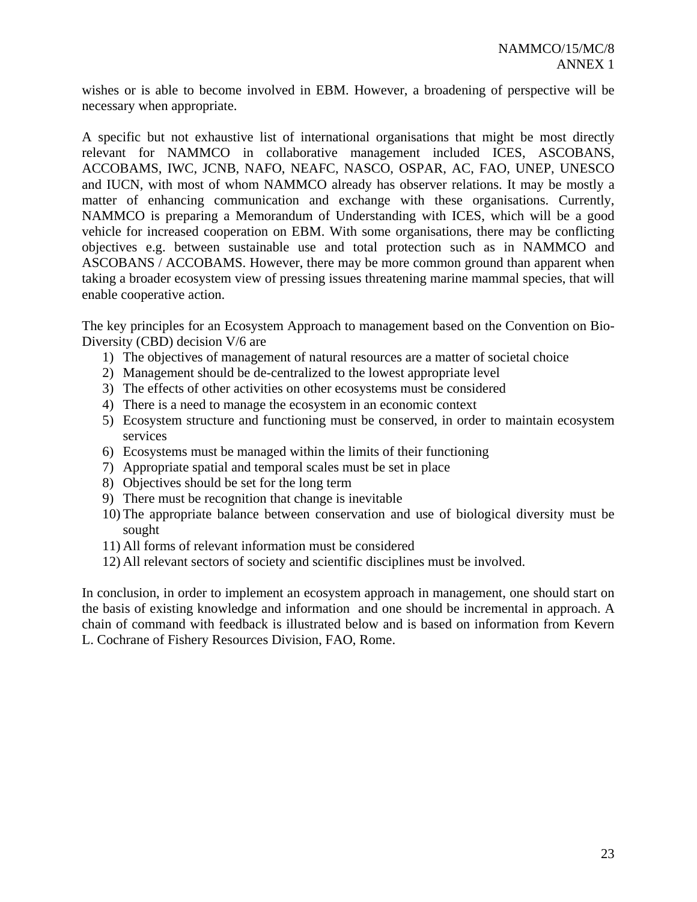wishes or is able to become involved in EBM. However, a broadening of perspective will be necessary when appropriate.

A specific but not exhaustive list of international organisations that might be most directly relevant for NAMMCO in collaborative management included ICES, ASCOBANS, ACCOBAMS, IWC, JCNB, NAFO, NEAFC, NASCO, OSPAR, AC, FAO, UNEP, UNESCO and IUCN, with most of whom NAMMCO already has observer relations. It may be mostly a matter of enhancing communication and exchange with these organisations. Currently, NAMMCO is preparing a Memorandum of Understanding with ICES, which will be a good vehicle for increased cooperation on EBM. With some organisations, there may be conflicting objectives e.g. between sustainable use and total protection such as in NAMMCO and ASCOBANS / ACCOBAMS. However, there may be more common ground than apparent when taking a broader ecosystem view of pressing issues threatening marine mammal species, that will enable cooperative action.

The key principles for an Ecosystem Approach to management based on the Convention on Bio-Diversity (CBD) decision V/6 are

1) The objectives of management of natural resources are a matter of societal choice
2) Management should be de-centralized to the lowest appropriate level
3) The effects of other activities on other ecosystems must be considered
4) There is a need to manage the ecosystem in an economic context
5) Ecosystem structure and functioning must be conserved, in order to maintain ecosystem services
6) Ecosystems must be managed within the limits of their functioning
7) Appropriate spatial and temporal scales must be set in place
8) Objectives should be set for the long term
9) There must be recognition that change is inevitable
10) The appropriate balance between conservation and use of biological diversity must be sought
11) All forms of relevant information must be considered
12) All relevant sectors of society and scientific disciplines must be involved.

In conclusion, in order to implement an ecosystem approach in management, one should start on the basis of existing knowledge and information and one should be incremental in approach. A chain of command with feedback is illustrated below and is based on information from Kevern L. Cochrane of Fishery Resources Division, FAO, Rome.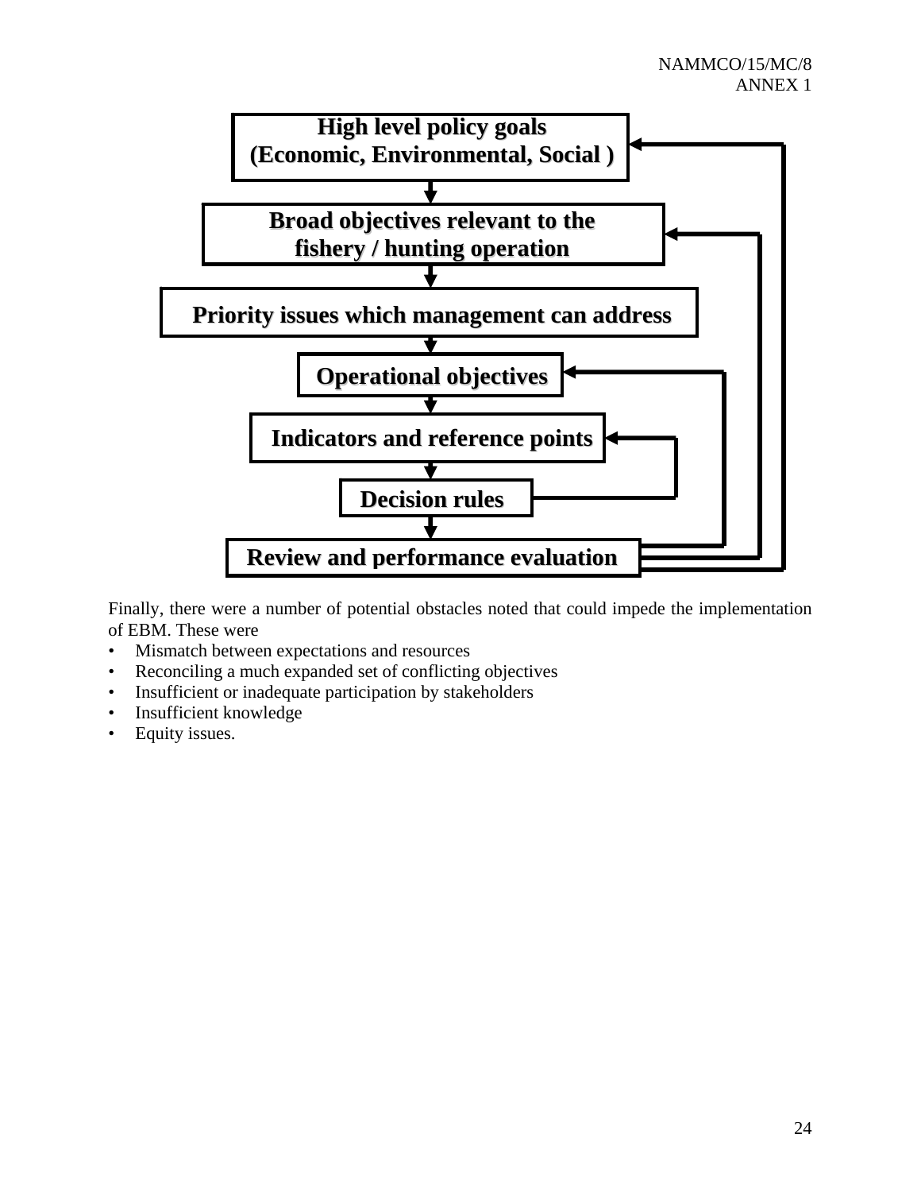High level policy goals
(Economic, Environmental, Social )

Broad objectives relevant to the fishery / hunting operation

Priority issues which management can address

Operational objectives

Indicators and reference points

Decision rules

Review and performance evaluation

Finally, there were a number of potential obstacles noted that could impede the implementation of EBM. These were

- Mismatch between expectations and resources
- Reconciling a much expanded set of conflicting objectives
- Insufficient or inadequate participation by stakeholders
- Insufficient knowledge
- Equity issues.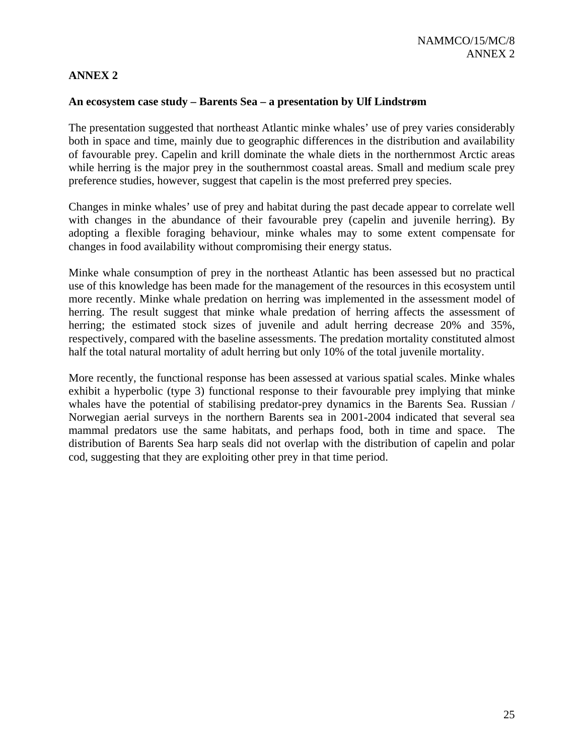## ANNEX 2

### An ecosystem case study – Barents Sea – a presentation by Ulf Lindstrøm

The presentation suggested that northeast Atlantic minke whales' use of prey varies considerably both in space and time, mainly due to geographic differences in the distribution and availability of favourable prey. Capelin and krill dominate the whale diets in the northernmost Arctic areas while herring is the major prey in the southernmost coastal areas. Small and medium scale prey preference studies, however, suggest that capelin is the most preferred prey species.

Changes in minke whales' use of prey and habitat during the past decade appear to correlate well with changes in the abundance of their favourable prey (capelin and juvenile herring). By adopting a flexible foraging behaviour, minke whales may to some extent compensate for changes in food availability without compromising their energy status.

Minke whale consumption of prey in the northeast Atlantic has been assessed but no practical use of this knowledge has been made for the management of the resources in this ecosystem until more recently. Minke whale predation on herring was implemented in the assessment model of herring. The result suggest that minke whale predation of herring affects the assessment of herring; the estimated stock sizes of juvenile and adult herring decrease 20% and 35%, respectively, compared with the baseline assessments. The predation mortality constituted almost half the total natural mortality of adult herring but only 10% of the total juvenile mortality.

More recently, the functional response has been assessed at various spatial scales. Minke whales exhibit a hyperbolic (type 3) functional response to their favourable prey implying that minke whales have the potential of stabilising predator-prey dynamics in the Barents Sea. Russian / Norwegian aerial surveys in the northern Barents sea in 2001-2004 indicated that several sea mammal predators use the same habitats, and perhaps food, both in time and space. The distribution of Barents Sea harp seals did not overlap with the distribution of capelin and polar cod, suggesting that they are exploiting other prey in that time period.